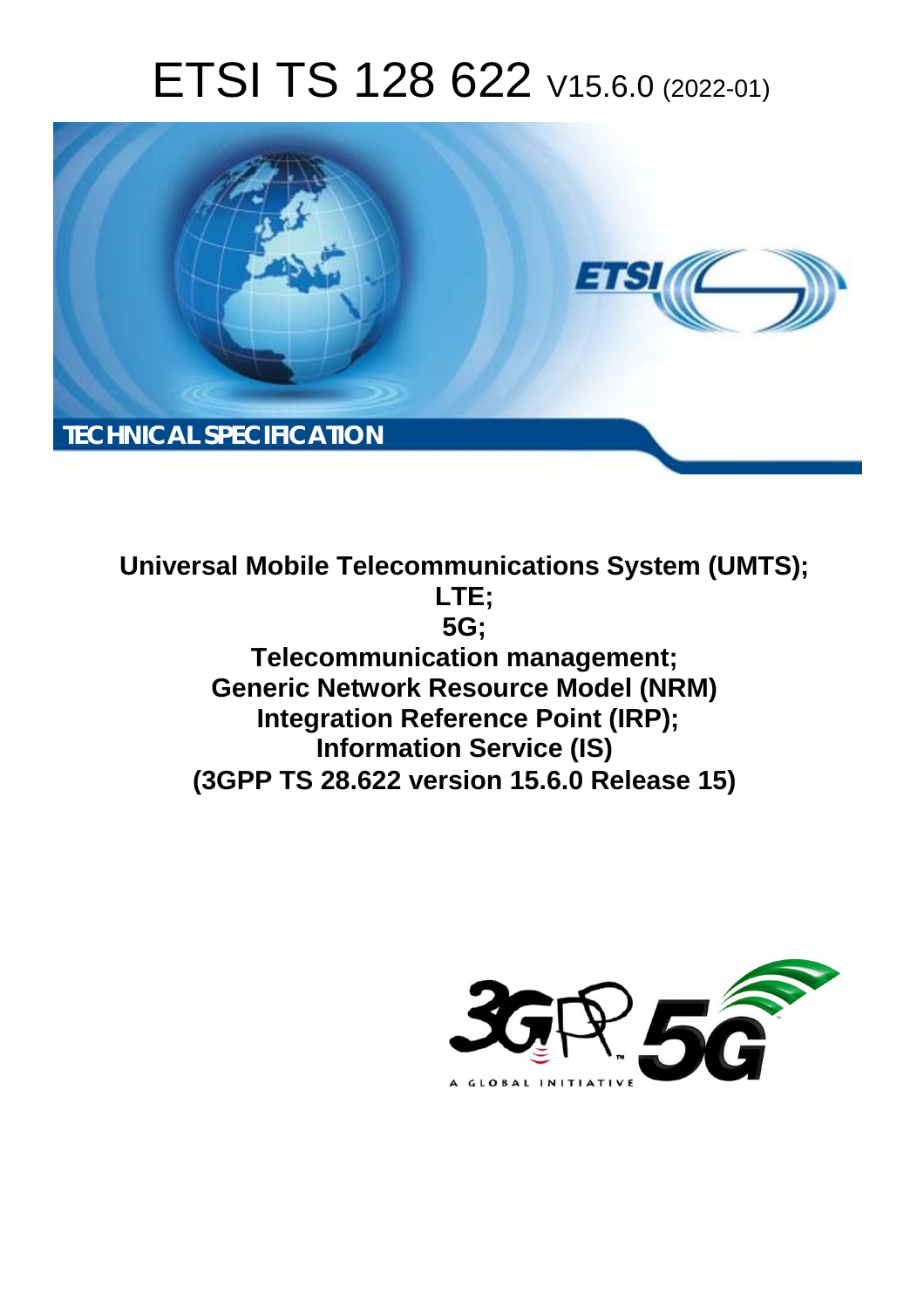# ETSI TS 128 622 V15.6.0 (2022-01)

TECHNICAL SPECIFICATION

**Universal Mobile Telecommunications System (UMTS); LTE; 5G; Telecommunication management; Generic Network Resource Model (NRM) Integration Reference Point (IRP); Information Service (IS) (3GPP TS 28.622 version 15.6.0 Release 15)**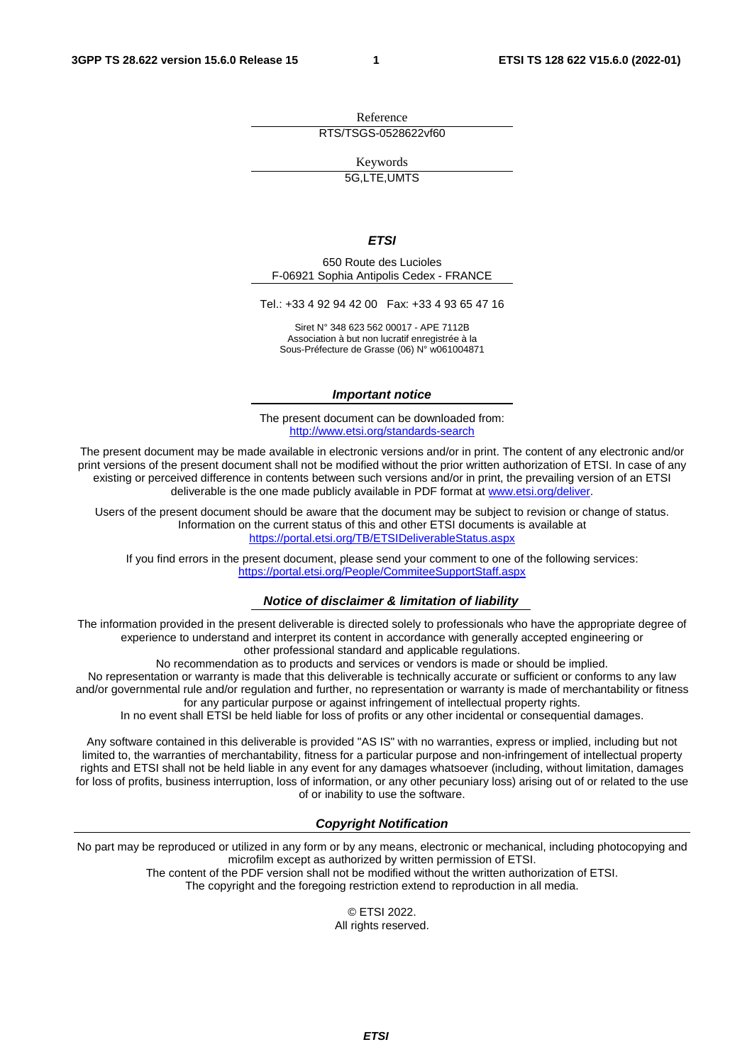Reference

RTS/TSGS-0528622vf60

Keywords

5G,LTE,UMTS

***ETSI***

650 Route des Lucioles
F-06921 Sophia Antipolis Cedex - FRANCE

Tel.: +33 4 92 94 42 00   Fax: +33 4 93 65 47 16

Siret N° 348 623 562 00017 - APE 7112B
Association à but non lucratif enregistrée à la
Sous-Préfecture de Grasse (06) N° w061004871

***Important notice***

The present document can be downloaded from:
http://www.etsi.org/standards-search

The present document may be made available in electronic versions and/or in print. The content of any electronic and/or print versions of the present document shall not be modified without the prior written authorization of ETSI. In case of any existing or perceived difference in contents between such versions and/or in print, the prevailing version of an ETSI deliverable is the one made publicly available in PDF format at www.etsi.org/deliver.

Users of the present document should be aware that the document may be subject to revision or change of status. Information on the current status of this and other ETSI documents is available at
https://portal.etsi.org/TB/ETSIDeliverableStatus.aspx

If you find errors in the present document, please send your comment to one of the following services:
https://portal.etsi.org/People/CommiteeSupportStaff.aspx

***Notice of disclaimer & limitation of liability***

The information provided in the present deliverable is directed solely to professionals who have the appropriate degree of experience to understand and interpret its content in accordance with generally accepted engineering or other professional standard and applicable regulations.
No recommendation as to products and services or vendors is made or should be implied.
No representation or warranty is made that this deliverable is technically accurate or sufficient or conforms to any law and/or governmental rule and/or regulation and further, no representation or warranty is made of merchantability or fitness for any particular purpose or against infringement of intellectual property rights.
In no event shall ETSI be held liable for loss of profits or any other incidental or consequential damages.

Any software contained in this deliverable is provided "AS IS" with no warranties, express or implied, including but not limited to, the warranties of merchantability, fitness for a particular purpose and non-infringement of intellectual property rights and ETSI shall not be held liable in any event for any damages whatsoever (including, without limitation, damages for loss of profits, business interruption, loss of information, or any other pecuniary loss) arising out of or related to the use of or inability to use the software.

***Copyright Notification***

No part may be reproduced or utilized in any form or by any means, electronic or mechanical, including photocopying and microfilm except as authorized by written permission of ETSI.
The content of the PDF version shall not be modified without the written authorization of ETSI.
The copyright and the foregoing restriction extend to reproduction in all media.

© ETSI 2022.
All rights reserved.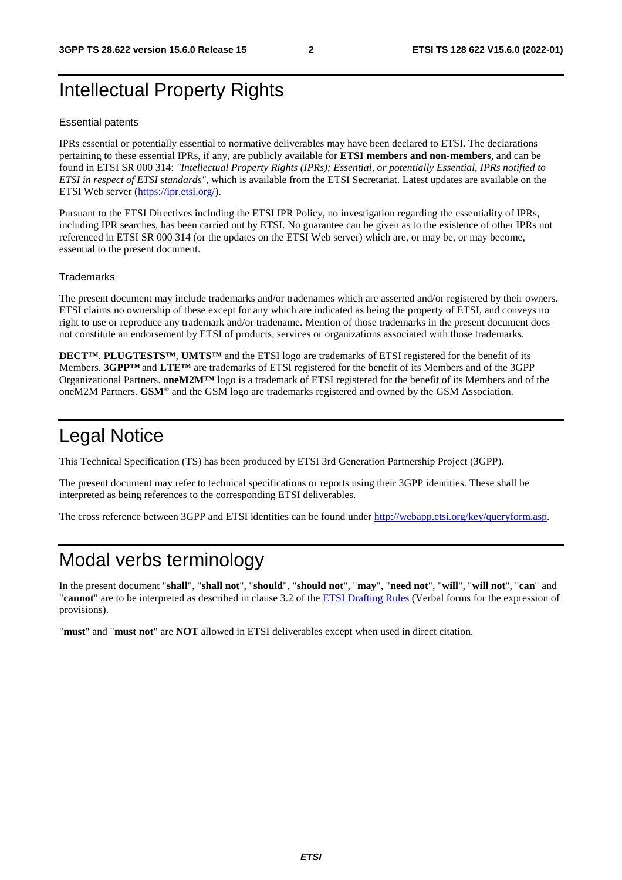# Intellectual Property Rights

### Essential patents

IPRs essential or potentially essential to normative deliverables may have been declared to ETSI. The declarations pertaining to these essential IPRs, if any, are publicly available for **ETSI members and non-members**, and can be found in ETSI SR 000 314: *"Intellectual Property Rights (IPRs); Essential, or potentially Essential, IPRs notified to ETSI in respect of ETSI standards"*, which is available from the ETSI Secretariat. Latest updates are available on the ETSI Web server (https://ipr.etsi.org/).

Pursuant to the ETSI Directives including the ETSI IPR Policy, no investigation regarding the essentiality of IPRs, including IPR searches, has been carried out by ETSI. No guarantee can be given as to the existence of other IPRs not referenced in ETSI SR 000 314 (or the updates on the ETSI Web server) which are, or may be, or may become, essential to the present document.

### Trademarks

The present document may include trademarks and/or tradenames which are asserted and/or registered by their owners. ETSI claims no ownership of these except for any which are indicated as being the property of ETSI, and conveys no right to use or reproduce any trademark and/or tradename. Mention of those trademarks in the present document does not constitute an endorsement by ETSI of products, services or organizations associated with those trademarks.

**DECT™**, **PLUGTESTS™**, **UMTS™** and the ETSI logo are trademarks of ETSI registered for the benefit of its Members. **3GPP™** and **LTE™** are trademarks of ETSI registered for the benefit of its Members and of the 3GPP Organizational Partners. **oneM2M™** logo is a trademark of ETSI registered for the benefit of its Members and of the oneM2M Partners. **GSM**® and the GSM logo are trademarks registered and owned by the GSM Association.

# Legal Notice

This Technical Specification (TS) has been produced by ETSI 3rd Generation Partnership Project (3GPP).

The present document may refer to technical specifications or reports using their 3GPP identities. These shall be interpreted as being references to the corresponding ETSI deliverables.

The cross reference between 3GPP and ETSI identities can be found under http://webapp.etsi.org/key/queryform.asp.

# Modal verbs terminology

In the present document "**shall**", "**shall not**", "**should**", "**should not**", "**may**", "**need not**", "**will**", "**will not**", "**can**" and "**cannot**" are to be interpreted as described in clause 3.2 of the ETSI Drafting Rules (Verbal forms for the expression of provisions).

"**must**" and "**must not**" are **NOT** allowed in ETSI deliverables except when used in direct citation.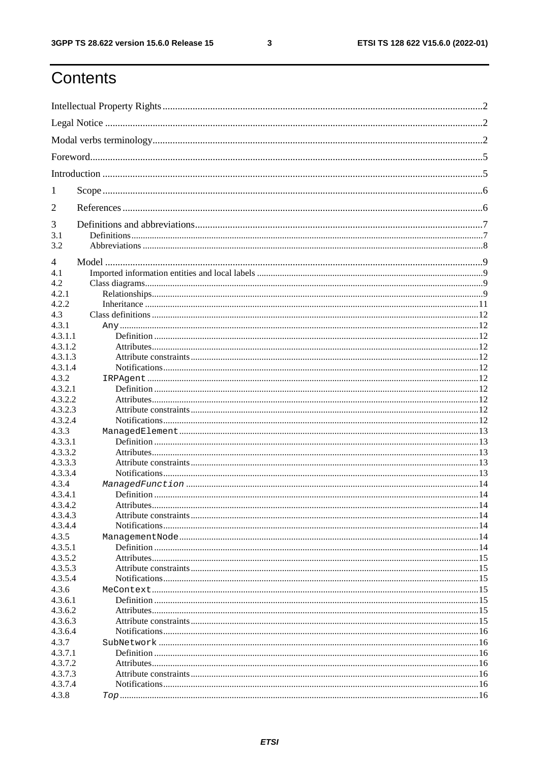# Contents

Intellectual Property Rights ..... 2

Legal Notice ..... 2

Modal verbs terminology ..... 2

Foreword ..... 5

Introduction ..... 5

1 Scope ..... 6

2 References ..... 6

3 Definitions and abbreviations ..... 7

3.1 Definitions ..... 7

3.2 Abbreviations ..... 8

4 Model ..... 9

4.1 Imported information entities and local labels ..... 9

4.2 Class diagrams ..... 9

4.2.1 Relationships ..... 9

4.2.2 Inheritance ..... 11

4.3 Class definitions ..... 12

4.3.1 `Any` ..... 12

4.3.1.1 Definition ..... 12

4.3.1.2 Attributes ..... 12

4.3.1.3 Attribute constraints ..... 12

4.3.1.4 Notifications ..... 12

4.3.2 `IRPAgent` ..... 12

4.3.2.1 Definition ..... 12

4.3.2.2 Attributes ..... 12

4.3.2.3 Attribute constraints ..... 12

4.3.2.4 Notifications ..... 12

4.3.3 `ManagedElement` ..... 13

4.3.3.1 Definition ..... 13

4.3.3.2 Attributes ..... 13

4.3.3.3 Attribute constraints ..... 13

4.3.3.4 Notifications ..... 13

4.3.4 *`ManagedFunction`* ..... 14

4.3.4.1 Definition ..... 14

4.3.4.2 Attributes ..... 14

4.3.4.3 Attribute constraints ..... 14

4.3.4.4 Notifications ..... 14

4.3.5 `ManagementNode` ..... 14

4.3.5.1 Definition ..... 14

4.3.5.2 Attributes ..... 15

4.3.5.3 Attribute constraints ..... 15

4.3.5.4 Notifications ..... 15

4.3.6 `MeContext` ..... 15

4.3.6.1 Definition ..... 15

4.3.6.2 Attributes ..... 15

4.3.6.3 Attribute constraints ..... 15

4.3.6.4 Notifications ..... 16

4.3.7 `SubNetwork` ..... 16

4.3.7.1 Definition ..... 16

4.3.7.2 Attributes ..... 16

4.3.7.3 Attribute constraints ..... 16

4.3.7.4 Notifications ..... 16

4.3.8 *`Top`* ..... 16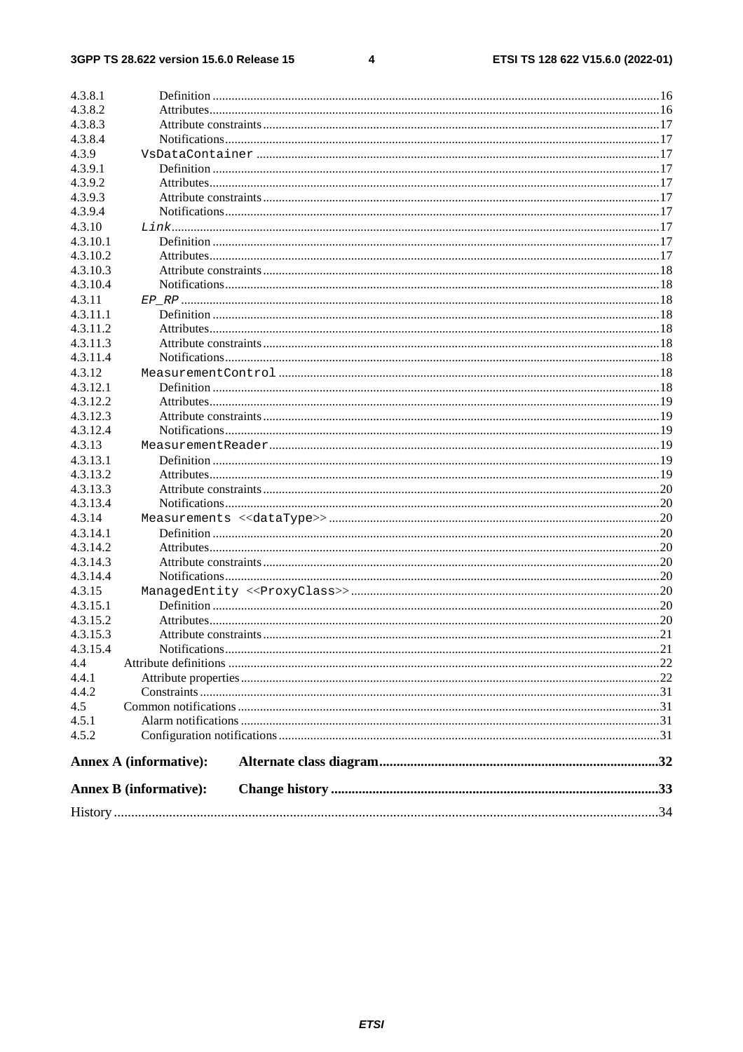4.3.8.1 Definition ... 16
4.3.8.2 Attributes ... 16
4.3.8.3 Attribute constraints ... 17
4.3.8.4 Notifications ... 17
4.3.9 `VsDataContainer` ... 17
4.3.9.1 Definition ... 17
4.3.9.2 Attributes ... 17
4.3.9.3 Attribute constraints ... 17
4.3.9.4 Notifications ... 17
4.3.10 *Link* ... 17
4.3.10.1 Definition ... 17
4.3.10.2 Attributes ... 17
4.3.10.3 Attribute constraints ... 18
4.3.10.4 Notifications ... 18
4.3.11 *EP_RP* ... 18
4.3.11.1 Definition ... 18
4.3.11.2 Attributes ... 18
4.3.11.3 Attribute constraints ... 18
4.3.11.4 Notifications ... 18
4.3.12 `MeasurementControl` ... 18
4.3.12.1 Definition ... 18
4.3.12.2 Attributes ... 19
4.3.12.3 Attribute constraints ... 19
4.3.12.4 Notifications ... 19
4.3.13 `MeasurementReader` ... 19
4.3.13.1 Definition ... 19
4.3.13.2 Attributes ... 19
4.3.13.3 Attribute constraints ... 20
4.3.13.4 Notifications ... 20
4.3.14 `Measurements <<dataType>>` ... 20
4.3.14.1 Definition ... 20
4.3.14.2 Attributes ... 20
4.3.14.3 Attribute constraints ... 20
4.3.14.4 Notifications ... 20
4.3.15 `ManagedEntity <<ProxyClass>>` ... 20
4.3.15.1 Definition ... 20
4.3.15.2 Attributes ... 20
4.3.15.3 Attribute constraints ... 21
4.3.15.4 Notifications ... 21
4.4 Attribute definitions ... 22
4.4.1 Attribute properties ... 22
4.4.2 Constraints ... 31
4.5 Common notifications ... 31
4.5.1 Alarm notifications ... 31
4.5.2 Configuration notifications ... 31

**Annex A (informative): Alternate class diagram ... 32**

**Annex B (informative): Change history ... 33**

History ... 34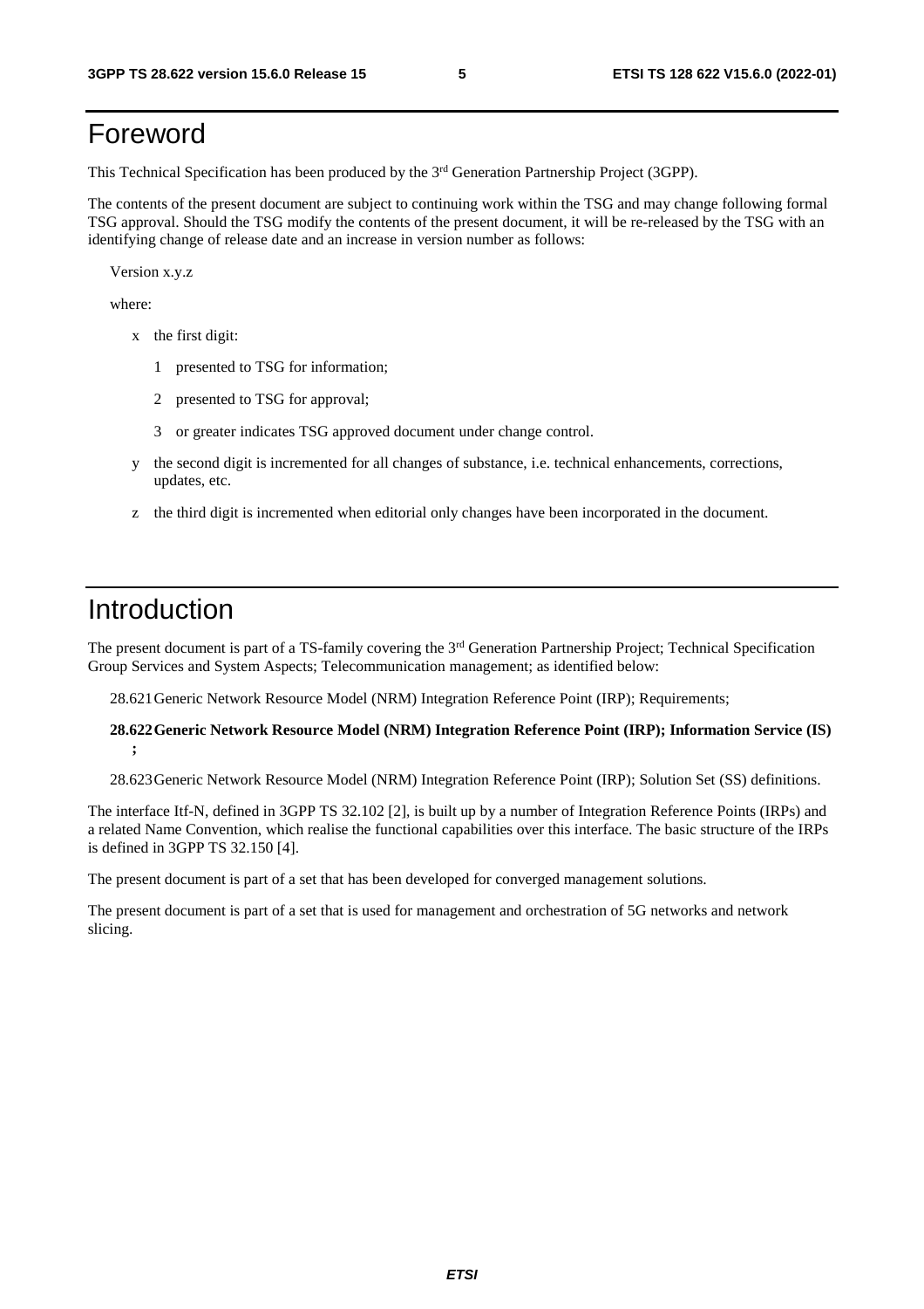# Foreword

This Technical Specification has been produced by the 3rd Generation Partnership Project (3GPP).

The contents of the present document are subject to continuing work within the TSG and may change following formal TSG approval. Should the TSG modify the contents of the present document, it will be re-released by the TSG with an identifying change of release date and an increase in version number as follows:

Version x.y.z

where:

- x the first digit:
  - 1 presented to TSG for information;
  - 2 presented to TSG for approval;
  - 3 or greater indicates TSG approved document under change control.
- y the second digit is incremented for all changes of substance, i.e. technical enhancements, corrections, updates, etc.
- z the third digit is incremented when editorial only changes have been incorporated in the document.

# Introduction

The present document is part of a TS-family covering the 3rd Generation Partnership Project; Technical Specification Group Services and System Aspects; Telecommunication management; as identified below:

28.621 Generic Network Resource Model (NRM) Integration Reference Point (IRP); Requirements;

**28.622 Generic Network Resource Model (NRM) Integration Reference Point (IRP); Information Service (IS);**

28.623 Generic Network Resource Model (NRM) Integration Reference Point (IRP); Solution Set (SS) definitions.

The interface Itf-N, defined in 3GPP TS 32.102 [2], is built up by a number of Integration Reference Points (IRPs) and a related Name Convention, which realise the functional capabilities over this interface. The basic structure of the IRPs is defined in 3GPP TS 32.150 [4].

The present document is part of a set that has been developed for converged management solutions.

The present document is part of a set that is used for management and orchestration of 5G networks and network slicing.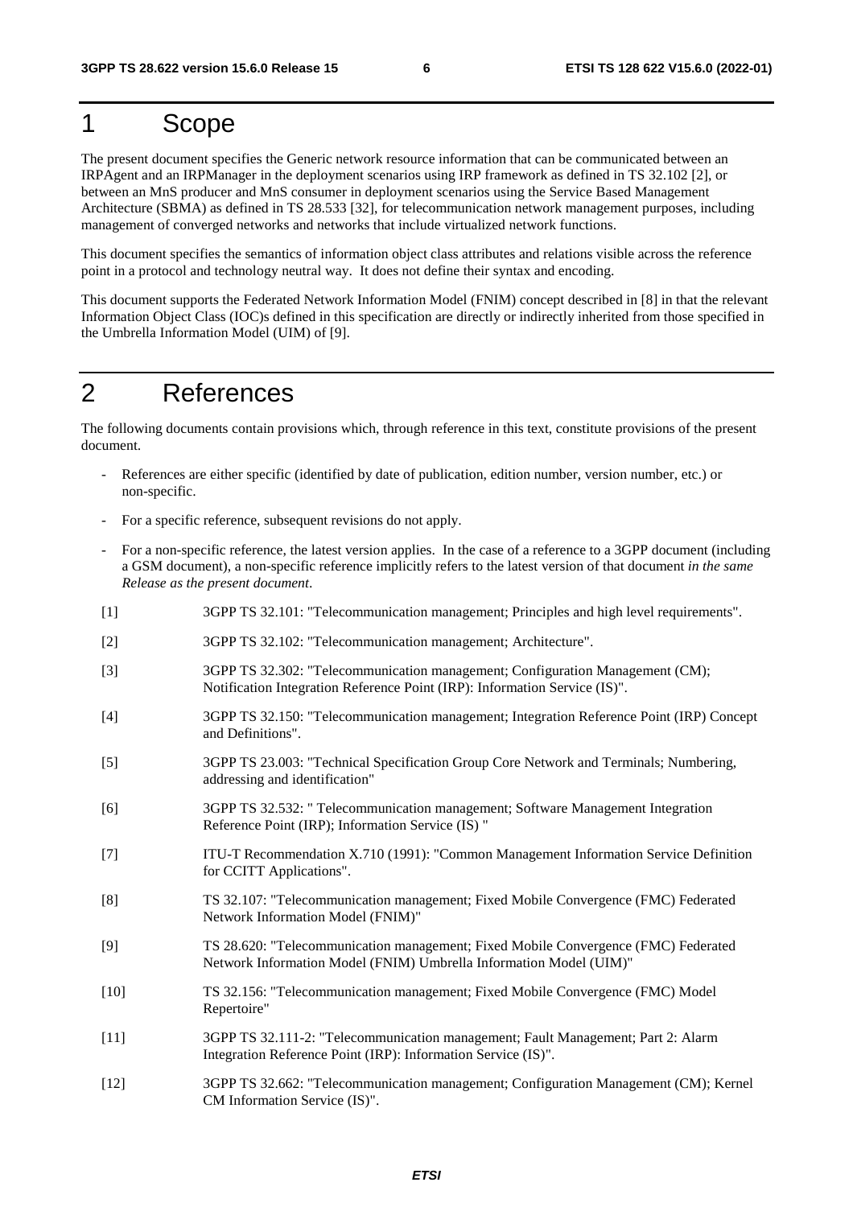# 1 Scope

The present document specifies the Generic network resource information that can be communicated between an IRPAgent and an IRPManager in the deployment scenarios using IRP framework as defined in TS 32.102 [2], or between an MnS producer and MnS consumer in deployment scenarios using the Service Based Management Architecture (SBMA) as defined in TS 28.533 [32], for telecommunication network management purposes, including management of converged networks and networks that include virtualized network functions.

This document specifies the semantics of information object class attributes and relations visible across the reference point in a protocol and technology neutral way. It does not define their syntax and encoding.

This document supports the Federated Network Information Model (FNIM) concept described in [8] in that the relevant Information Object Class (IOC)s defined in this specification are directly or indirectly inherited from those specified in the Umbrella Information Model (UIM) of [9].

# 2 References

The following documents contain provisions which, through reference in this text, constitute provisions of the present document.

- References are either specific (identified by date of publication, edition number, version number, etc.) or non-specific.
- For a specific reference, subsequent revisions do not apply.
- For a non-specific reference, the latest version applies. In the case of a reference to a 3GPP document (including a GSM document), a non-specific reference implicitly refers to the latest version of that document *in the same Release as the present document*.

[1] 3GPP TS 32.101: "Telecommunication management; Principles and high level requirements".

[2] 3GPP TS 32.102: "Telecommunication management; Architecture".

[3] 3GPP TS 32.302: "Telecommunication management; Configuration Management (CM); Notification Integration Reference Point (IRP): Information Service (IS)".

[4] 3GPP TS 32.150: "Telecommunication management; Integration Reference Point (IRP) Concept and Definitions".

[5] 3GPP TS 23.003: "Technical Specification Group Core Network and Terminals; Numbering, addressing and identification"

[6] 3GPP TS 32.532: " Telecommunication management; Software Management Integration Reference Point (IRP); Information Service (IS) "

[7] ITU-T Recommendation X.710 (1991): "Common Management Information Service Definition for CCITT Applications".

[8] TS 32.107: "Telecommunication management; Fixed Mobile Convergence (FMC) Federated Network Information Model (FNIM)"

[9] TS 28.620: "Telecommunication management; Fixed Mobile Convergence (FMC) Federated Network Information Model (FNIM) Umbrella Information Model (UIM)"

[10] TS 32.156: "Telecommunication management; Fixed Mobile Convergence (FMC) Model Repertoire"

[11] 3GPP TS 32.111-2: "Telecommunication management; Fault Management; Part 2: Alarm Integration Reference Point (IRP): Information Service (IS)".

[12] 3GPP TS 32.662: "Telecommunication management; Configuration Management (CM); Kernel CM Information Service (IS)".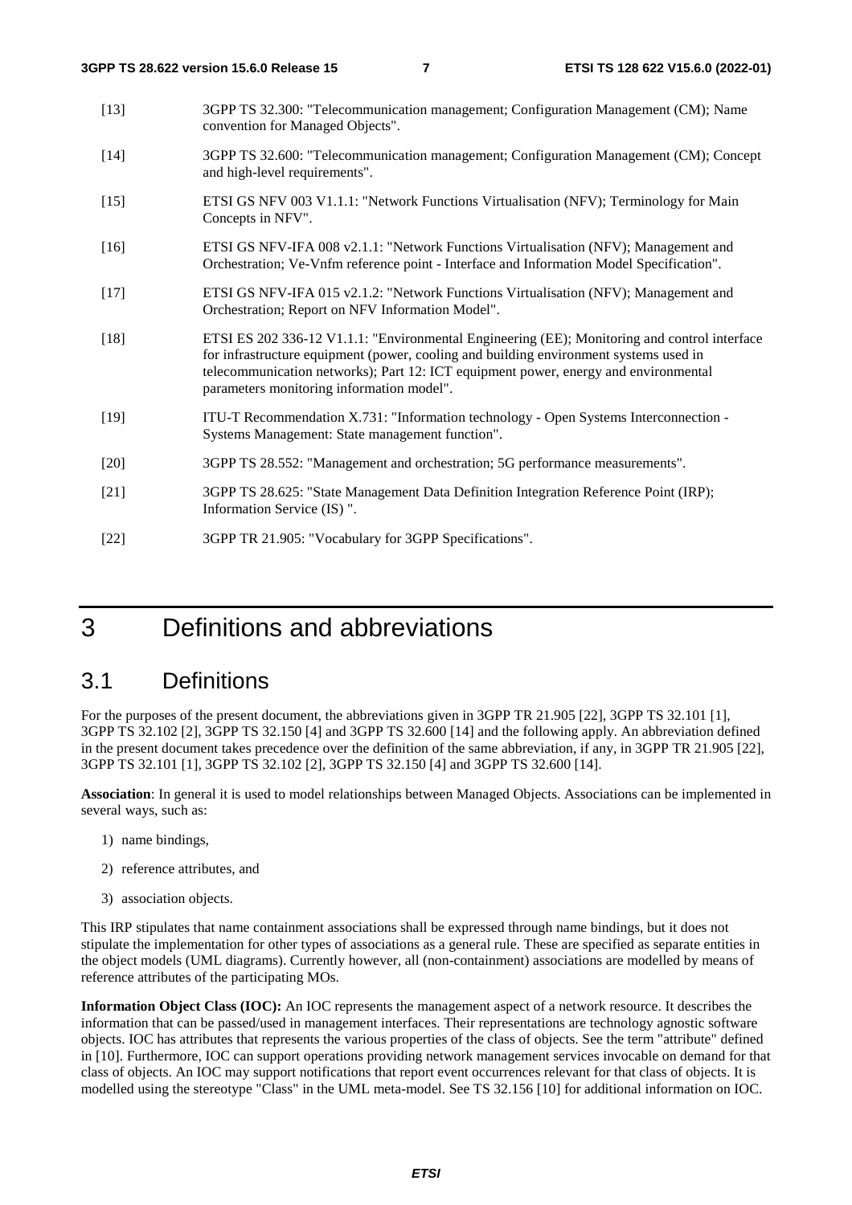[13] 3GPP TS 32.300: "Telecommunication management; Configuration Management (CM); Name convention for Managed Objects".

[14] 3GPP TS 32.600: "Telecommunication management; Configuration Management (CM); Concept and high-level requirements".

[15] ETSI GS NFV 003 V1.1.1: "Network Functions Virtualisation (NFV); Terminology for Main Concepts in NFV".

[16] ETSI GS NFV-IFA 008 v2.1.1: "Network Functions Virtualisation (NFV); Management and Orchestration; Ve-Vnfm reference point - Interface and Information Model Specification".

[17] ETSI GS NFV-IFA 015 v2.1.2: "Network Functions Virtualisation (NFV); Management and Orchestration; Report on NFV Information Model".

[18] ETSI ES 202 336-12 V1.1.1: "Environmental Engineering (EE); Monitoring and control interface for infrastructure equipment (power, cooling and building environment systems used in telecommunication networks); Part 12: ICT equipment power, energy and environmental parameters monitoring information model".

[19] ITU-T Recommendation X.731: "Information technology - Open Systems Interconnection - Systems Management: State management function".

[20] 3GPP TS 28.552: "Management and orchestration; 5G performance measurements".

[21] 3GPP TS 28.625: "State Management Data Definition Integration Reference Point (IRP); Information Service (IS) ".

[22] 3GPP TR 21.905: "Vocabulary for 3GPP Specifications".

# 3 Definitions and abbreviations

## 3.1 Definitions

For the purposes of the present document, the abbreviations given in 3GPP TR 21.905 [22], 3GPP TS 32.101 [1], 3GPP TS 32.102 [2], 3GPP TS 32.150 [4] and 3GPP TS 32.600 [14] and the following apply. An abbreviation defined in the present document takes precedence over the definition of the same abbreviation, if any, in 3GPP TR 21.905 [22], 3GPP TS 32.101 [1], 3GPP TS 32.102 [2], 3GPP TS 32.150 [4] and 3GPP TS 32.600 [14].

**Association**: In general it is used to model relationships between Managed Objects. Associations can be implemented in several ways, such as:

1) name bindings,
2) reference attributes, and
3) association objects.

This IRP stipulates that name containment associations shall be expressed through name bindings, but it does not stipulate the implementation for other types of associations as a general rule. These are specified as separate entities in the object models (UML diagrams). Currently however, all (non-containment) associations are modelled by means of reference attributes of the participating MOs.

**Information Object Class (IOC):** An IOC represents the management aspect of a network resource. It describes the information that can be passed/used in management interfaces. Their representations are technology agnostic software objects. IOC has attributes that represents the various properties of the class of objects. See the term "attribute" defined in [10]. Furthermore, IOC can support operations providing network management services invocable on demand for that class of objects. An IOC may support notifications that report event occurrences relevant for that class of objects. It is modelled using the stereotype "Class" in the UML meta-model. See TS 32.156 [10] for additional information on IOC.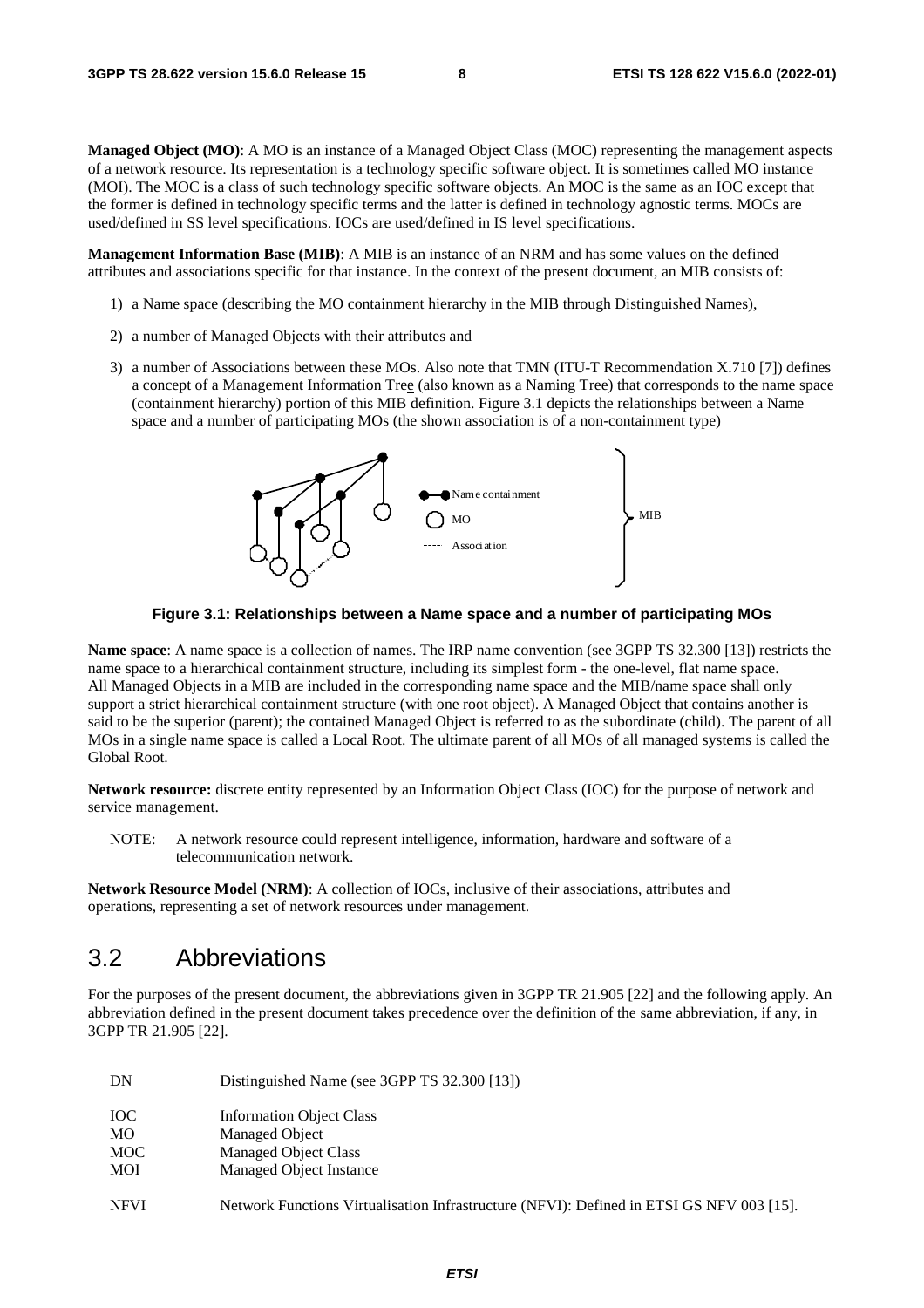**Managed Object (MO)**: A MO is an instance of a Managed Object Class (MOC) representing the management aspects of a network resource. Its representation is a technology specific software object. It is sometimes called MO instance (MOI). The MOC is a class of such technology specific software objects. An MOC is the same as an IOC except that the former is defined in technology specific terms and the latter is defined in technology agnostic terms. MOCs are used/defined in SS level specifications. IOCs are used/defined in IS level specifications.

**Management Information Base (MIB)**: A MIB is an instance of an NRM and has some values on the defined attributes and associations specific for that instance. In the context of the present document, an MIB consists of:

1) a Name space (describing the MO containment hierarchy in the MIB through Distinguished Names),
2) a number of Managed Objects with their attributes and
3) a number of Associations between these MOs. Also note that TMN (ITU-T Recommendation X.710 [7]) defines a concept of a Management Information Tree (also known as a Naming Tree) that corresponds to the name space (containment hierarchy) portion of this MIB definition. Figure 3.1 depicts the relationships between a Name space and a number of participating MOs (the shown association is of a non-containment type)

**Figure 3.1: Relationships between a Name space and a number of participating MOs**

**Name space**: A name space is a collection of names. The IRP name convention (see 3GPP TS 32.300 [13]) restricts the name space to a hierarchical containment structure, including its simplest form - the one-level, flat name space. All Managed Objects in a MIB are included in the corresponding name space and the MIB/name space shall only support a strict hierarchical containment structure (with one root object). A Managed Object that contains another is said to be the superior (parent); the contained Managed Object is referred to as the subordinate (child). The parent of all MOs in a single name space is called a Local Root. The ultimate parent of all MOs of all managed systems is called the Global Root.

**Network resource:** discrete entity represented by an Information Object Class (IOC) for the purpose of network and service management.

NOTE: A network resource could represent intelligence, information, hardware and software of a telecommunication network.

**Network Resource Model (NRM)**: A collection of IOCs, inclusive of their associations, attributes and operations, representing a set of network resources under management.

## 3.2 Abbreviations

For the purposes of the present document, the abbreviations given in 3GPP TR 21.905 [22] and the following apply. An abbreviation defined in the present document takes precedence over the definition of the same abbreviation, if any, in 3GPP TR 21.905 [22].

DN Distinguished Name (see 3GPP TS 32.300 [13])

IOC Information Object Class
MO Managed Object
MOC Managed Object Class
MOI Managed Object Instance

NFVI Network Functions Virtualisation Infrastructure (NFVI): Defined in ETSI GS NFV 003 [15].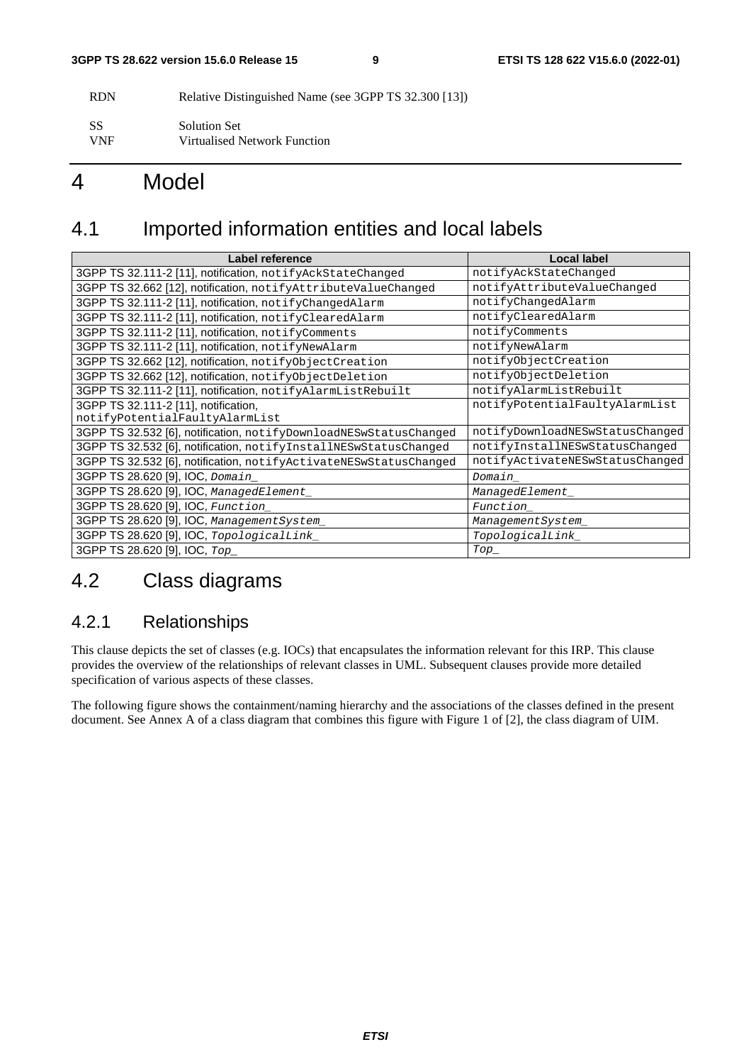RDN Relative Distinguished Name (see 3GPP TS 32.300 [13])

SS Solution Set
VNF Virtualised Network Function

# 4 Model

## 4.1 Imported information entities and local labels

| Label reference | Local label |
|---|---|
| 3GPP TS 32.111-2 [11], notification, notifyAckStateChanged | notifyAckStateChanged |
| 3GPP TS 32.662 [12], notification, notifyAttributeValueChanged | notifyAttributeValueChanged |
| 3GPP TS 32.111-2 [11], notification, notifyChangedAlarm | notifyChangedAlarm |
| 3GPP TS 32.111-2 [11], notification, notifyClearedAlarm | notifyClearedAlarm |
| 3GPP TS 32.111-2 [11], notification, notifyComments | notifyComments |
| 3GPP TS 32.111-2 [11], notification, notifyNewAlarm | notifyNewAlarm |
| 3GPP TS 32.662 [12], notification, notifyObjectCreation | notifyObjectCreation |
| 3GPP TS 32.662 [12], notification, notifyObjectDeletion | notifyObjectDeletion |
| 3GPP TS 32.111-2 [11], notification, notifyAlarmListRebuilt | notifyAlarmListRebuilt |
| 3GPP TS 32.111-2 [11], notification, notifyPotentialFaultyAlarmList | notifyPotentialFaultyAlarmList |
| 3GPP TS 32.532 [6], notification, notifyDownloadNESwStatusChanged | notifyDownloadNESwStatusChanged |
| 3GPP TS 32.532 [6], notification, notifyInstallNESwStatusChanged | notifyInstallNESwStatusChanged |
| 3GPP TS 32.532 [6], notification, notifyActivateNESwStatusChanged | notifyActivateNESwStatusChanged |
| 3GPP TS 28.620 [9], IOC, *Domain_* | *Domain_* |
| 3GPP TS 28.620 [9], IOC, *ManagedElement_* | *ManagedElement_* |
| 3GPP TS 28.620 [9], IOC, *Function_* | *Function_* |
| 3GPP TS 28.620 [9], IOC, *ManagementSystem_* | *ManagementSystem_* |
| 3GPP TS 28.620 [9], IOC, *TopologicalLink_* | *TopologicalLink_* |
| 3GPP TS 28.620 [9], IOC, *Top_* | *Top_* |

## 4.2 Class diagrams

### 4.2.1 Relationships

This clause depicts the set of classes (e.g. IOCs) that encapsulates the information relevant for this IRP. This clause provides the overview of the relationships of relevant classes in UML. Subsequent clauses provide more detailed specification of various aspects of these classes.

The following figure shows the containment/naming hierarchy and the associations of the classes defined in the present document. See Annex A of a class diagram that combines this figure with Figure 1 of [2], the class diagram of UIM.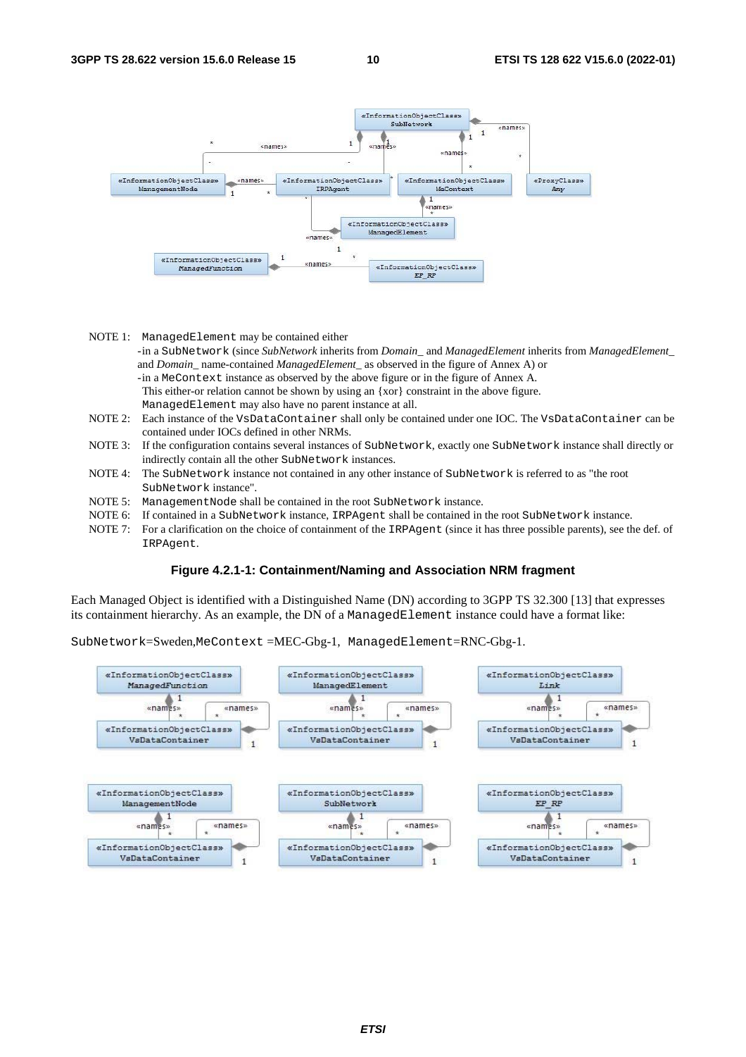NOTE 1: `ManagedElement` may be contained either
-in a `SubNetwork` (since *SubNetwork* inherits from *Domain_* and *ManagedElement* inherits from *ManagedElement_* and *Domain_* name-contained *ManagedElement_* as observed in the figure of Annex A) or
-in a `MeContext` instance as observed by the above figure or in the figure of Annex A.
This either-or relation cannot be shown by using an {xor} constraint in the above figure.
`ManagedElement` may also have no parent instance at all.

NOTE 2: Each instance of the `VsDataContainer` shall only be contained under one IOC. The `VsDataContainer` can be contained under IOCs defined in other NRMs.

NOTE 3: If the configuration contains several instances of `SubNetwork`, exactly one `SubNetwork` instance shall directly or indirectly contain all the other `SubNetwork` instances.

NOTE 4: The `SubNetwork` instance not contained in any other instance of `SubNetwork` is referred to as "the root `SubNetwork` instance".

NOTE 5: `ManagementNode` shall be contained in the root `SubNetwork` instance.

NOTE 6: If contained in a `SubNetwork` instance, `IRPAgent` shall be contained in the root `SubNetwork` instance.

NOTE 7: For a clarification on the choice of containment of the `IRPAgent` (since it has three possible parents), see the def. of `IRPAgent`.

**Figure 4.2.1-1: Containment/Naming and Association NRM fragment**

Each Managed Object is identified with a Distinguished Name (DN) according to 3GPP TS 32.300 [13] that expresses its containment hierarchy. As an example, the DN of a `ManagedElement` instance could have a format like:

`SubNetwork`=Sweden,`MeContext` =MEC-Gbg-1, `ManagedElement`=RNC-Gbg-1.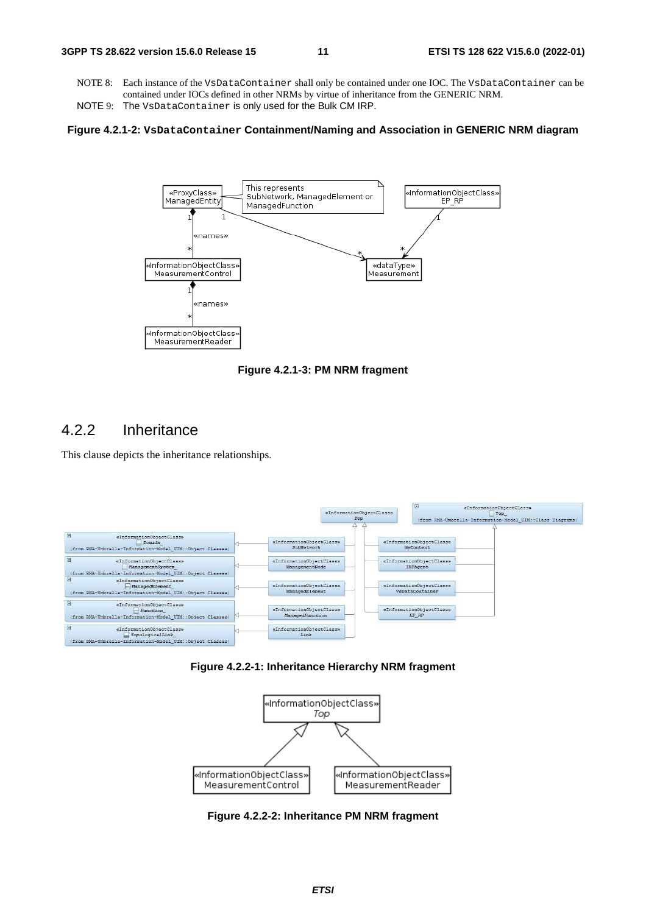NOTE 8: Each instance of the VsDataContainer shall only be contained under one IOC. The VsDataContainer can be contained under IOCs defined in other NRMs by virtue of inheritance from the GENERIC NRM.

NOTE 9: The VsDataContainer is only used for the Bulk CM IRP.

**Figure 4.2.1-2: VsDataContainer Containment/Naming and Association in GENERIC NRM diagram**

**Figure 4.2.1-3: PM NRM fragment**

## 4.2.2 Inheritance

This clause depicts the inheritance relationships.

**Figure 4.2.2-1: Inheritance Hierarchy NRM fragment**

**Figure 4.2.2-2: Inheritance PM NRM fragment**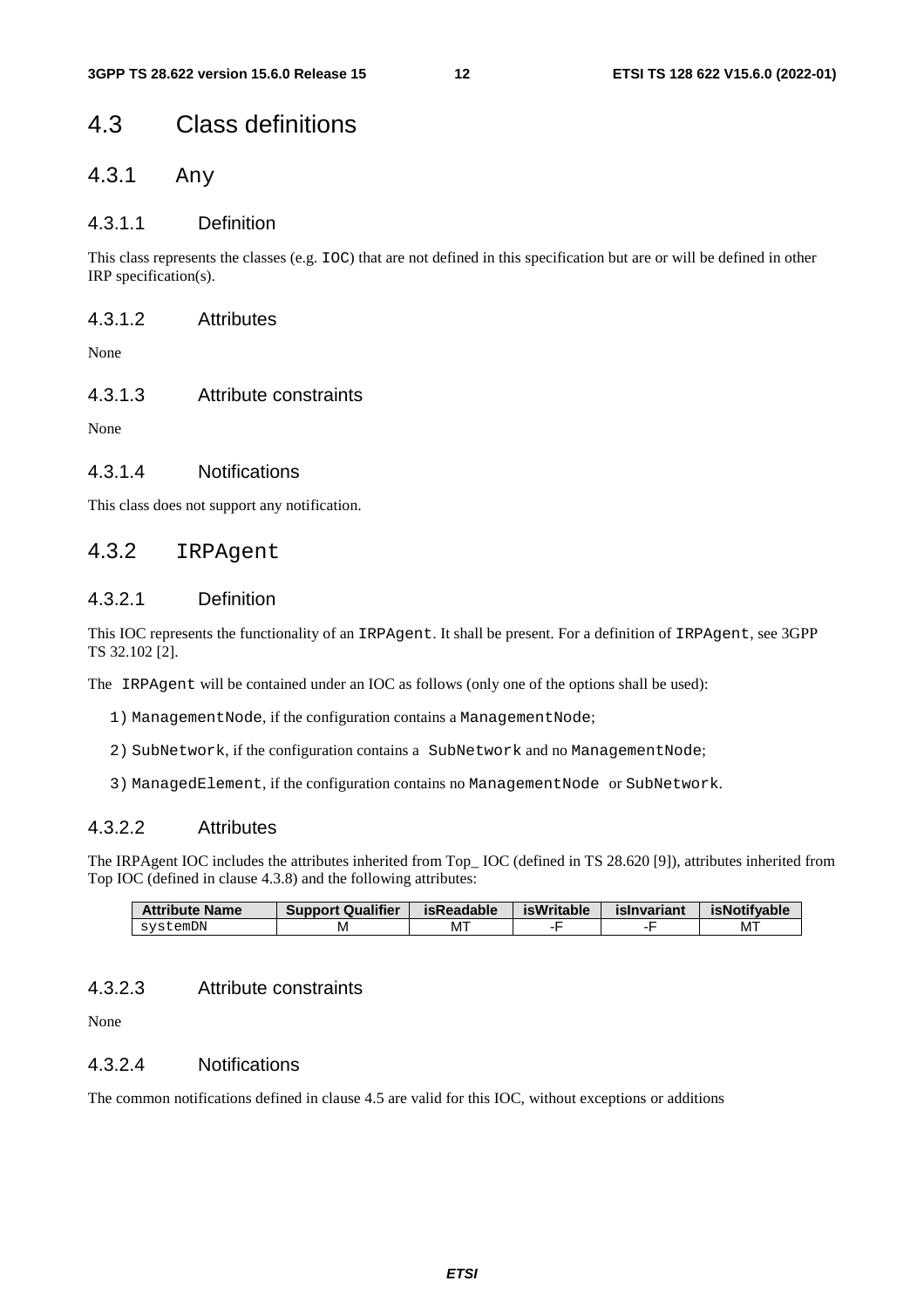# 4.3 Class definitions

## 4.3.1 Any

### 4.3.1.1 Definition

This class represents the classes (e.g. IOC) that are not defined in this specification but are or will be defined in other IRP specification(s).

### 4.3.1.2 Attributes

None

### 4.3.1.3 Attribute constraints

None

### 4.3.1.4 Notifications

This class does not support any notification.

## 4.3.2 IRPAgent

### 4.3.2.1 Definition

This IOC represents the functionality of an IRPAgent. It shall be present. For a definition of IRPAgent, see 3GPP TS 32.102 [2].

The IRPAgent will be contained under an IOC as follows (only one of the options shall be used):

1) ManagementNode, if the configuration contains a ManagementNode;

2) SubNetwork, if the configuration contains a SubNetwork and no ManagementNode;

3) ManagedElement, if the configuration contains no ManagementNode or SubNetwork.

### 4.3.2.2 Attributes

The IRPAgent IOC includes the attributes inherited from Top_ IOC (defined in TS 28.620 [9]), attributes inherited from Top IOC (defined in clause 4.3.8) and the following attributes:

| Attribute Name | Support Qualifier | isReadable | isWritable | isInvariant | isNotifyable |
|---|---|---|---|---|---|
| systemDN | M | MT | -F | -F | MT |

### 4.3.2.3 Attribute constraints

None

### 4.3.2.4 Notifications

The common notifications defined in clause 4.5 are valid for this IOC, without exceptions or additions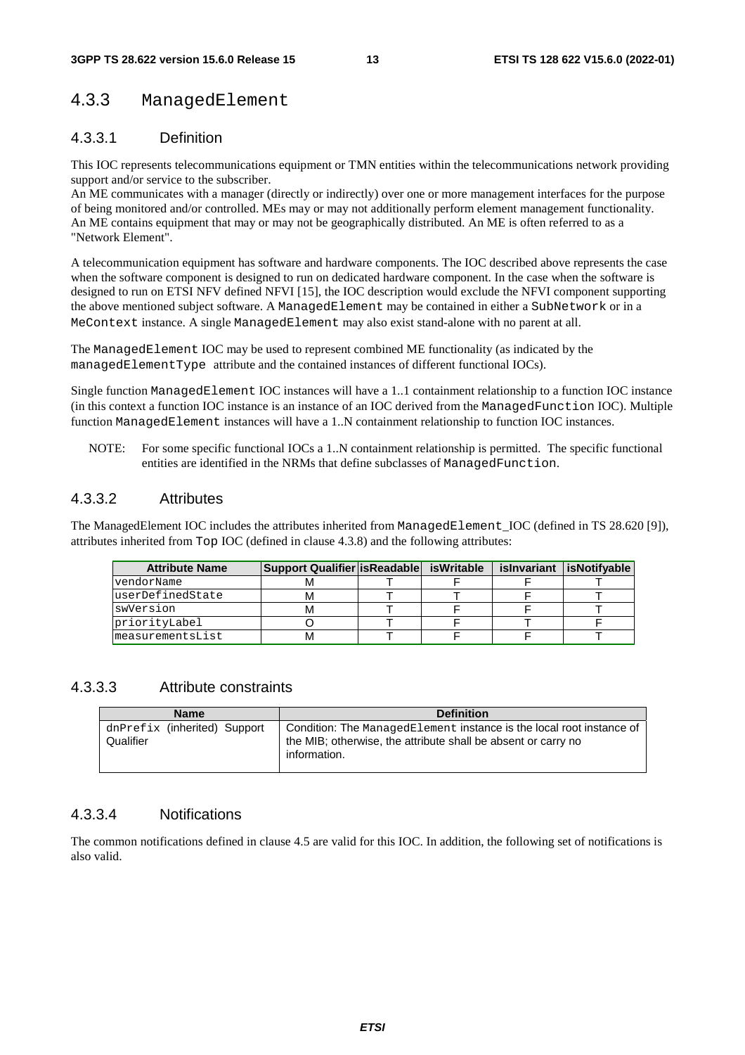## 4.3.3 ManagedElement

### 4.3.3.1 Definition

This IOC represents telecommunications equipment or TMN entities within the telecommunications network providing support and/or service to the subscriber.
An ME communicates with a manager (directly or indirectly) over one or more management interfaces for the purpose of being monitored and/or controlled. MEs may or may not additionally perform element management functionality.
An ME contains equipment that may or may not be geographically distributed. An ME is often referred to as a "Network Element".

A telecommunication equipment has software and hardware components. The IOC described above represents the case when the software component is designed to run on dedicated hardware component. In the case when the software is designed to run on ETSI NFV defined NFVI [15], the IOC description would exclude the NFVI component supporting the above mentioned subject software. A ManagedElement may be contained in either a SubNetwork or in a MeContext instance. A single ManagedElement may also exist stand-alone with no parent at all.

The ManagedElement IOC may be used to represent combined ME functionality (as indicated by the managedElementType attribute and the contained instances of different functional IOCs).

Single function ManagedElement IOC instances will have a 1..1 containment relationship to a function IOC instance (in this context a function IOC instance is an instance of an IOC derived from the ManagedFunction IOC). Multiple function ManagedElement instances will have a 1..N containment relationship to function IOC instances.

NOTE: For some specific functional IOCs a 1..N containment relationship is permitted. The specific functional entities are identified in the NRMs that define subclasses of ManagedFunction.

### 4.3.3.2 Attributes

The ManagedElement IOC includes the attributes inherited from ManagedElement_IOC (defined in TS 28.620 [9]), attributes inherited from Top IOC (defined in clause 4.3.8) and the following attributes:

| Attribute Name | Support Qualifier | isReadable | isWritable | isInvariant | isNotifyable |
|---|---|---|---|---|---|
| vendorName | M | T | F | F | T |
| userDefinedState | M | T | T | F | T |
| swVersion | M | T | F | F | T |
| priorityLabel | O | T | F | T | F |
| measurementsList | M | T | F | F | T |

### 4.3.3.3 Attribute constraints

| Name | Definition |
|---|---|
| dnPrefix (inherited) Support Qualifier | Condition: The ManagedElement instance is the local root instance of the MIB; otherwise, the attribute shall be absent or carry no information. |

### 4.3.3.4 Notifications

The common notifications defined in clause 4.5 are valid for this IOC. In addition, the following set of notifications is also valid.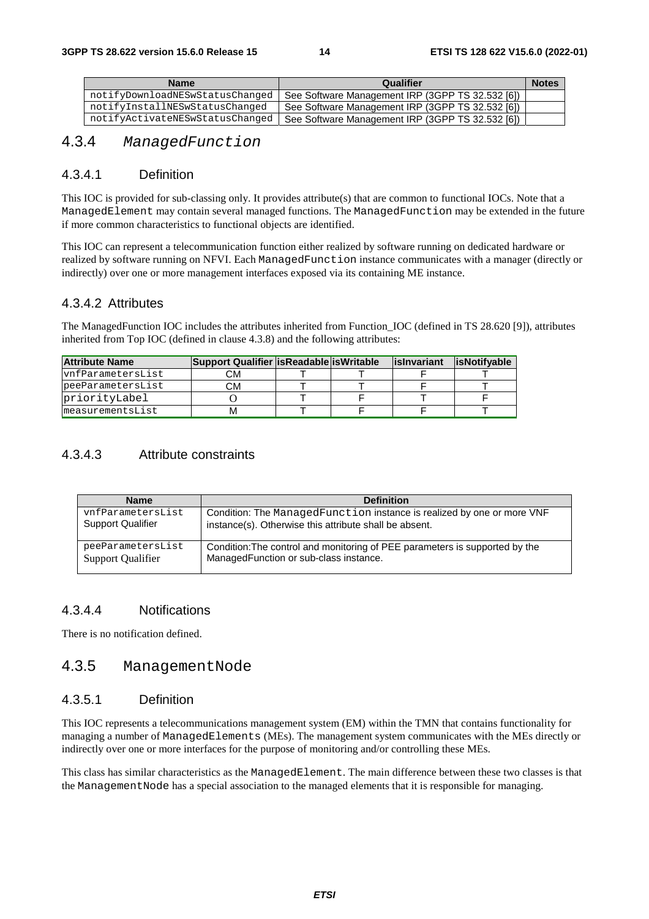| Name | Qualifier | Notes |
|---|---|---|
| notifyDownloadNESwStatusChanged | See Software Management IRP (3GPP TS 32.532 [6]) | |
| notifyInstallNESwStatusChanged | See Software Management IRP (3GPP TS 32.532 [6]) | |
| notifyActivateNESwStatusChanged | See Software Management IRP (3GPP TS 32.532 [6]) | |

### 4.3.4 *ManagedFunction*

#### 4.3.4.1 Definition

This IOC is provided for sub-classing only. It provides attribute(s) that are common to functional IOCs. Note that a ManagedElement may contain several managed functions. The ManagedFunction may be extended in the future if more common characteristics to functional objects are identified.

This IOC can represent a telecommunication function either realized by software running on dedicated hardware or realized by software running on NFVI. Each ManagedFunction instance communicates with a manager (directly or indirectly) over one or more management interfaces exposed via its containing ME instance.

#### 4.3.4.2 Attributes

The ManagedFunction IOC includes the attributes inherited from Function_IOC (defined in TS 28.620 [9]), attributes inherited from Top IOC (defined in clause 4.3.8) and the following attributes:

| Attribute Name | Support Qualifier | isReadable | isWritable | isInvariant | isNotifyable |
|---|---|---|---|---|---|
| vnfParametersList | CM | T | T | F | T |
| peeParametersList | CM | T | T | F | T |
| priorityLabel | O | T | F | T | F |
| measurementsList | M | T | F | F | T |

#### 4.3.4.3 Attribute constraints

| Name | Definition |
|---|---|
| vnfParametersList Support Qualifier | Condition: The ManagedFunction instance is realized by one or more VNF instance(s). Otherwise this attribute shall be absent. |
| peeParametersList Support Qualifier | Condition:The control and monitoring of PEE parameters is supported by the ManagedFunction or sub-class instance. |

#### 4.3.4.4 Notifications

There is no notification defined.

### 4.3.5 ManagementNode

#### 4.3.5.1 Definition

This IOC represents a telecommunications management system (EM) within the TMN that contains functionality for managing a number of ManagedElements (MEs). The management system communicates with the MEs directly or indirectly over one or more interfaces for the purpose of monitoring and/or controlling these MEs.

This class has similar characteristics as the ManagedElement. The main difference between these two classes is that the ManagementNode has a special association to the managed elements that it is responsible for managing.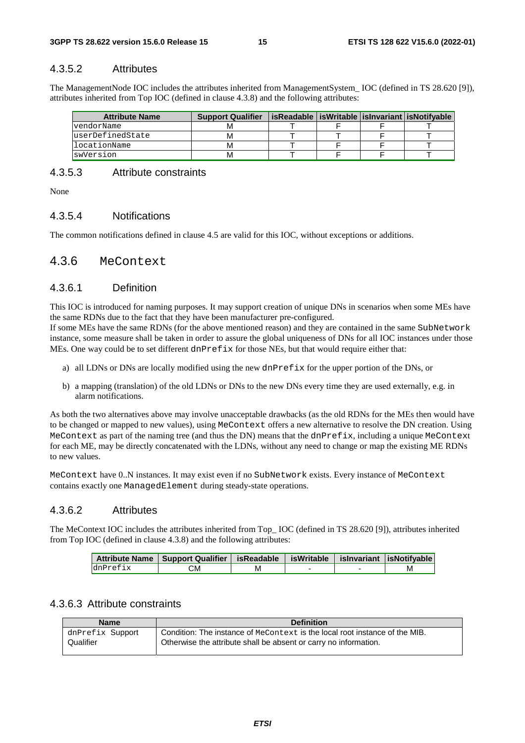#### 4.3.5.2 Attributes

The ManagementNode IOC includes the attributes inherited from ManagementSystem_ IOC (defined in TS 28.620 [9]), attributes inherited from Top IOC (defined in clause 4.3.8) and the following attributes:

| Attribute Name | Support Qualifier | isReadable | isWritable | isInvariant | isNotifyable |
|---|---|---|---|---|---|
| vendorName | M | T | F | F | T |
| userDefinedState | M | T | T | F | T |
| locationName | M | T | F | F | T |
| swVersion | M | T | F | F | T |

#### 4.3.5.3 Attribute constraints

None

#### 4.3.5.4 Notifications

The common notifications defined in clause 4.5 are valid for this IOC, without exceptions or additions.

### 4.3.6 MeContext

#### 4.3.6.1 Definition

This IOC is introduced for naming purposes. It may support creation of unique DNs in scenarios when some MEs have the same RDNs due to the fact that they have been manufacturer pre-configured.
If some MEs have the same RDNs (for the above mentioned reason) and they are contained in the same SubNetwork instance, some measure shall be taken in order to assure the global uniqueness of DNs for all IOC instances under those MEs. One way could be to set different dnPrefix for those NEs, but that would require either that:

a) all LDNs or DNs are locally modified using the new dnPrefix for the upper portion of the DNs, or

b) a mapping (translation) of the old LDNs or DNs to the new DNs every time they are used externally, e.g. in alarm notifications.

As both the two alternatives above may involve unacceptable drawbacks (as the old RDNs for the MEs then would have to be changed or mapped to new values), using MeContext offers a new alternative to resolve the DN creation. Using MeContext as part of the naming tree (and thus the DN) means that the dnPrefix, including a unique MeContext for each ME, may be directly concatenated with the LDNs, without any need to change or map the existing ME RDNs to new values.

MeContext have 0..N instances. It may exist even if no SubNetwork exists. Every instance of MeContext contains exactly one ManagedElement during steady-state operations.

#### 4.3.6.2 Attributes

The MeContext IOC includes the attributes inherited from Top_ IOC (defined in TS 28.620 [9]), attributes inherited from Top IOC (defined in clause 4.3.8) and the following attributes:

| Attribute Name | Support Qualifier | isReadable | isWritable | isInvariant | isNotifyable |
|---|---|---|---|---|---|
| dnPrefix | CM | M | - | - | M |

#### 4.3.6.3 Attribute constraints

| Name | Definition |
|---|---|
| dnPrefix Support Qualifier | Condition: The instance of MeContext is the local root instance of the MIB. Otherwise the attribute shall be absent or carry no information. |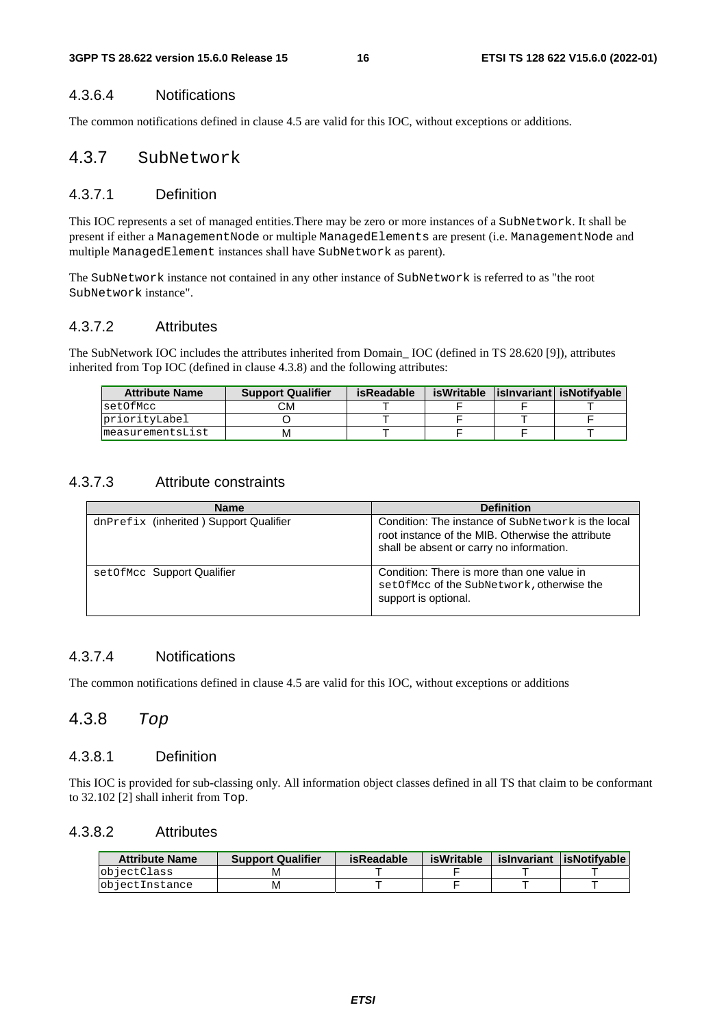#### 4.3.6.4 Notifications

The common notifications defined in clause 4.5 are valid for this IOC, without exceptions or additions.

### 4.3.7 SubNetwork

#### 4.3.7.1 Definition

This IOC represents a set of managed entities.There may be zero or more instances of a SubNetwork. It shall be present if either a ManagementNode or multiple ManagedElements are present (i.e. ManagementNode and multiple ManagedElement instances shall have SubNetwork as parent).

The SubNetwork instance not contained in any other instance of SubNetwork is referred to as "the root SubNetwork instance".

#### 4.3.7.2 Attributes

The SubNetwork IOC includes the attributes inherited from Domain_ IOC (defined in TS 28.620 [9]), attributes inherited from Top IOC (defined in clause 4.3.8) and the following attributes:

| Attribute Name | Support Qualifier | isReadable | isWritable | isInvariant | isNotifyable |
|---|---|---|---|---|---|
| setOfMcc | CM | T | F | F | T |
| priorityLabel | O | T | F | T | F |
| measurementsList | M | T | F | F | T |

#### 4.3.7.3 Attribute constraints

| Name | Definition |
|---|---|
| dnPrefix (inherited ) Support Qualifier | Condition: The instance of SubNetwork is the local root instance of the MIB. Otherwise the attribute shall be absent or carry no information. |
| setOfMcc Support Qualifier | Condition: There is more than one value in setOfMcc of the SubNetwork, otherwise the support is optional. |

#### 4.3.7.4 Notifications

The common notifications defined in clause 4.5 are valid for this IOC, without exceptions or additions

### 4.3.8 *Top*

#### 4.3.8.1 Definition

This IOC is provided for sub-classing only. All information object classes defined in all TS that claim to be conformant to 32.102 [2] shall inherit from Top.

#### 4.3.8.2 Attributes

| Attribute Name | Support Qualifier | isReadable | isWritable | isInvariant | isNotifyable |
|---|---|---|---|---|---|
| objectClass | M | T | F | T | T |
| objectInstance | M | T | F | T | T |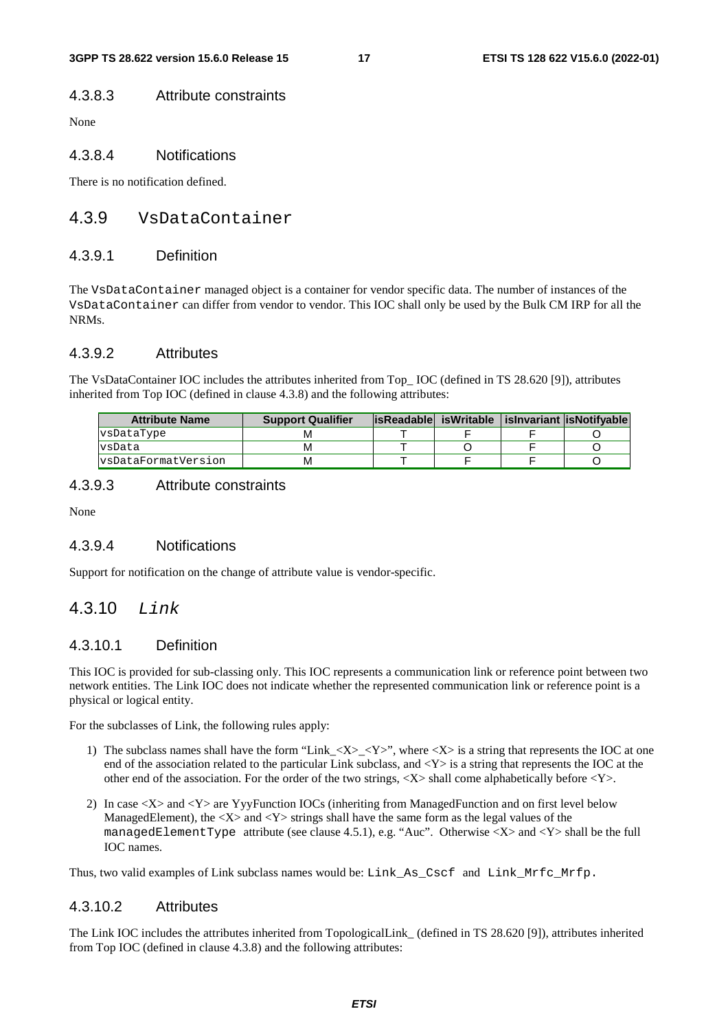#### 4.3.8.3 Attribute constraints

None

#### 4.3.8.4 Notifications

There is no notification defined.

### 4.3.9 VsDataContainer

#### 4.3.9.1 Definition

The VsDataContainer managed object is a container for vendor specific data. The number of instances of the VsDataContainer can differ from vendor to vendor. This IOC shall only be used by the Bulk CM IRP for all the NRMs.

#### 4.3.9.2 Attributes

The VsDataContainer IOC includes the attributes inherited from Top_ IOC (defined in TS 28.620 [9]), attributes inherited from Top IOC (defined in clause 4.3.8) and the following attributes:

| Attribute Name | Support Qualifier | isReadable | isWritable | isInvariant | isNotifyable |
| --- | --- | --- | --- | --- | --- |
| vsDataType | M | T | F | F | O |
| vsData | M | T | O | F | O |
| vsDataFormatVersion | M | T | F | F | O |

#### 4.3.9.3 Attribute constraints

None

#### 4.3.9.4 Notifications

Support for notification on the change of attribute value is vendor-specific.

### 4.3.10 *Link*

#### 4.3.10.1 Definition

This IOC is provided for sub-classing only. This IOC represents a communication link or reference point between two network entities. The Link IOC does not indicate whether the represented communication link or reference point is a physical or logical entity.

For the subclasses of Link, the following rules apply:

1) The subclass names shall have the form "Link_<X>_<Y>", where <X> is a string that represents the IOC at one end of the association related to the particular Link subclass, and <Y> is a string that represents the IOC at the other end of the association. For the order of the two strings, <X> shall come alphabetically before <Y>.

2) In case <X> and <Y> are YyyFunction IOCs (inheriting from ManagedFunction and on first level below ManagedElement), the <X> and <Y> strings shall have the same form as the legal values of the managedElementType attribute (see clause 4.5.1), e.g. "Auc". Otherwise <X> and <Y> shall be the full IOC names.

Thus, two valid examples of Link subclass names would be: Link_As_Cscf and Link_Mrfc_Mrfp.

#### 4.3.10.2 Attributes

The Link IOC includes the attributes inherited from TopologicalLink_ (defined in TS 28.620 [9]), attributes inherited from Top IOC (defined in clause 4.3.8) and the following attributes: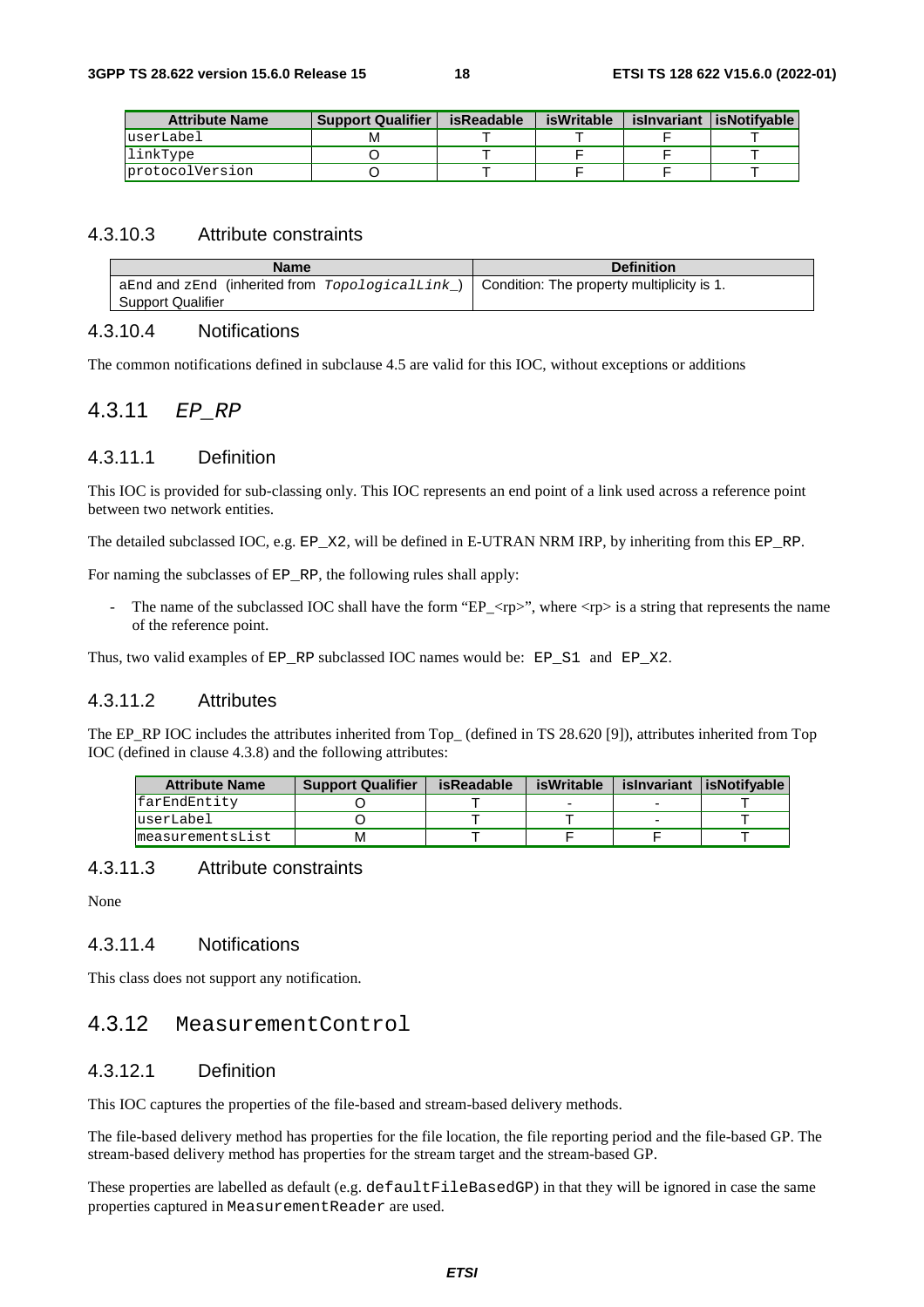| Attribute Name | Support Qualifier | isReadable | isWritable | isInvariant | isNotifyable |
|---|---|---|---|---|---|
| userLabel | M | T | T | F | T |
| linkType | O | T | F | F | T |
| protocolVersion | O | T | F | F | T |

### 4.3.10.3 Attribute constraints

| Name | Definition |
|---|---|
| aEnd and zEnd (inherited from *TopologicalLink_*) Support Qualifier | Condition: The property multiplicity is 1. |

### 4.3.10.4 Notifications

The common notifications defined in subclause 4.5 are valid for this IOC, without exceptions or additions

## 4.3.11 *EP_RP*

### 4.3.11.1 Definition

This IOC is provided for sub-classing only. This IOC represents an end point of a link used across a reference point between two network entities.

The detailed subclassed IOC, e.g. EP_X2, will be defined in E-UTRAN NRM IRP, by inheriting from this EP_RP.

For naming the subclasses of EP_RP, the following rules shall apply:

- The name of the subclassed IOC shall have the form "EP_<rp>", where <rp> is a string that represents the name of the reference point.

Thus, two valid examples of EP_RP subclassed IOC names would be: EP_S1 and EP_X2.

### 4.3.11.2 Attributes

The EP_RP IOC includes the attributes inherited from Top_ (defined in TS 28.620 [9]), attributes inherited from Top IOC (defined in clause 4.3.8) and the following attributes:

| Attribute Name | Support Qualifier | isReadable | isWritable | isInvariant | isNotifyable |
|---|---|---|---|---|---|
| farEndEntity | O | T | - | - | T |
| userLabel | O | T | T | - | T |
| measurementsList | M | T | F | F | T |

### 4.3.11.3 Attribute constraints

None

### 4.3.11.4 Notifications

This class does not support any notification.

## 4.3.12 MeasurementControl

### 4.3.12.1 Definition

This IOC captures the properties of the file-based and stream-based delivery methods.

The file-based delivery method has properties for the file location, the file reporting period and the file-based GP. The stream-based delivery method has properties for the stream target and the stream-based GP.

These properties are labelled as default (e.g. defaultFileBasedGP) in that they will be ignored in case the same properties captured in MeasurementReader are used.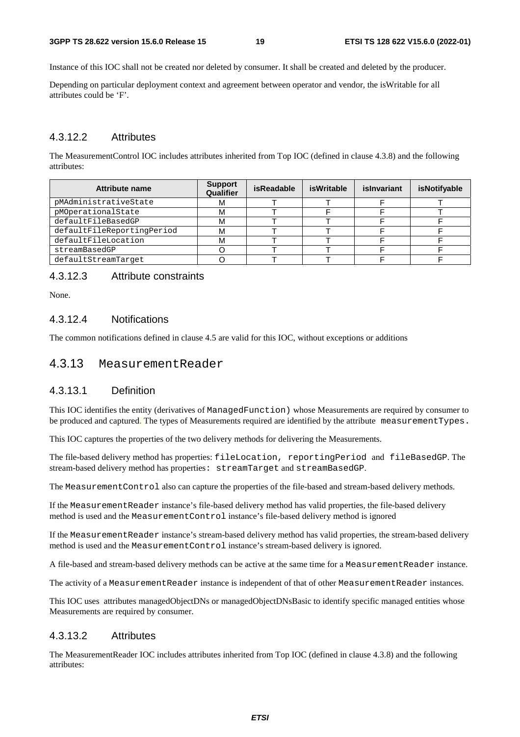Instance of this IOC shall not be created nor deleted by consumer. It shall be created and deleted by the producer.

Depending on particular deployment context and agreement between operator and vendor, the isWritable for all attributes could be 'F'.

#### 4.3.12.2 Attributes

The MeasurementControl IOC includes attributes inherited from Top IOC (defined in clause 4.3.8) and the following attributes:

| Attribute name | Support Qualifier | isReadable | isWritable | isInvariant | isNotifyable |
|---|---|---|---|---|---|
| pMAdministrativeState | M | T | T | F | T |
| pMOperationalState | M | T | F | F | T |
| defaultFileBasedGP | M | T | T | F | F |
| defaultFileReportingPeriod | M | T | T | F | F |
| defaultFileLocation | M | T | T | F | F |
| streamBasedGP | O | T | T | F | F |
| defaultStreamTarget | O | T | T | F | F |

#### 4.3.12.3 Attribute constraints

None.

#### 4.3.12.4 Notifications

The common notifications defined in clause 4.5 are valid for this IOC, without exceptions or additions

### 4.3.13 MeasurementReader

#### 4.3.13.1 Definition

This IOC identifies the entity (derivatives of ManagedFunction) whose Measurements are required by consumer to be produced and captured. The types of Measurements required are identified by the attribute measurementTypes.

This IOC captures the properties of the two delivery methods for delivering the Measurements.

The file-based delivery method has properties: fileLocation, reportingPeriod and fileBasedGP. The stream-based delivery method has properties: streamTarget and streamBasedGP.

The MeasurementControl also can capture the properties of the file-based and stream-based delivery methods.

If the MeasurementReader instance's file-based delivery method has valid properties, the file-based delivery method is used and the MeasurementControl instance's file-based delivery method is ignored

If the MeasurementReader instance's stream-based delivery method has valid properties, the stream-based delivery method is used and the MeasurementControl instance's stream-based delivery is ignored.

A file-based and stream-based delivery methods can be active at the same time for a MeasurementReader instance.

The activity of a MeasurementReader instance is independent of that of other MeasurementReader instances.

This IOC uses attributes managedObjectDNs or managedObjectDNsBasic to identify specific managed entities whose Measurements are required by consumer.

#### 4.3.13.2 Attributes

The MeasurementReader IOC includes attributes inherited from Top IOC (defined in clause 4.3.8) and the following attributes: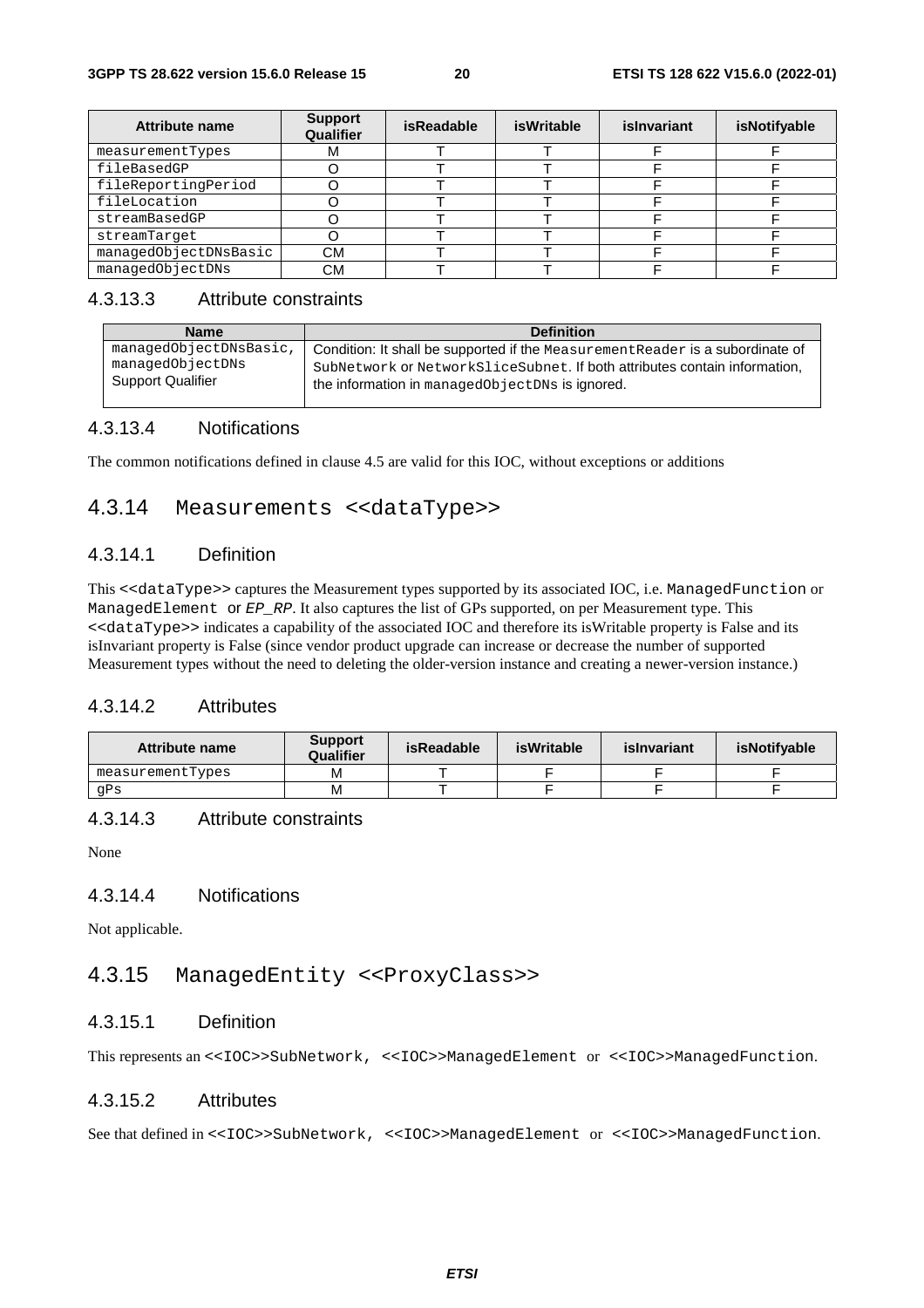| Attribute name | Support Qualifier | isReadable | isWritable | isInvariant | isNotifyable |
|---|---|---|---|---|---|
| measurementTypes | M | T | T | F | F |
| fileBasedGP | O | T | T | F | F |
| fileReportingPeriod | O | T | T | F | F |
| fileLocation | O | T | T | F | F |
| streamBasedGP | O | T | T | F | F |
| streamTarget | O | T | T | F | F |
| managedObjectDNsBasic | CM | T | T | F | F |
| managedObjectDNs | CM | T | T | F | F |

### 4.3.13.3 Attribute constraints

| Name | Definition |
|---|---|
| managedObjectDNsBasic, managedObjectDNs Support Qualifier | Condition: It shall be supported if the MeasurementReader is a subordinate of SubNetwork or NetworkSliceSubnet. If both attributes contain information, the information in managedObjectDNs is ignored. |

### 4.3.13.4 Notifications

The common notifications defined in clause 4.5 are valid for this IOC, without exceptions or additions

## 4.3.14 Measurements <<dataType>>

### 4.3.14.1 Definition

This <<dataType>> captures the Measurement types supported by its associated IOC, i.e. ManagedFunction or ManagedElement or *EP_RP*. It also captures the list of GPs supported, on per Measurement type. This <<dataType>> indicates a capability of the associated IOC and therefore its isWritable property is False and its isInvariant property is False (since vendor product upgrade can increase or decrease the number of supported Measurement types without the need to deleting the older-version instance and creating a newer-version instance.)

### 4.3.14.2 Attributes

| Attribute name | Support Qualifier | isReadable | isWritable | isInvariant | isNotifyable |
|---|---|---|---|---|---|
| measurementTypes | M | T | F | F | F |
| gPs | M | T | F | F | F |

### 4.3.14.3 Attribute constraints

None

### 4.3.14.4 Notifications

Not applicable.

## 4.3.15 ManagedEntity <<ProxyClass>>

### 4.3.15.1 Definition

This represents an <<IOC>>SubNetwork, <<IOC>>ManagedElement or <<IOC>>ManagedFunction.

### 4.3.15.2 Attributes

See that defined in <<IOC>>SubNetwork, <<IOC>>ManagedElement or <<IOC>>ManagedFunction.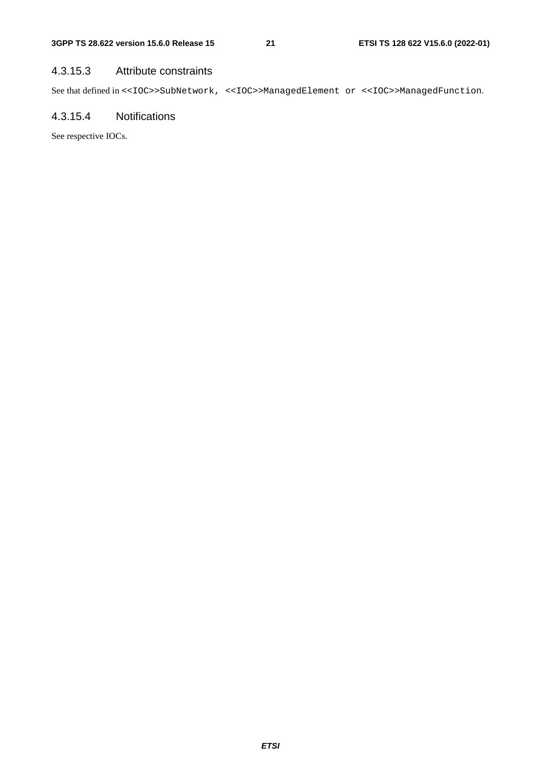#### 4.3.15.3 Attribute constraints

See that defined in `<<IOC>>SubNetwork, <<IOC>>ManagedElement or <<IOC>>ManagedFunction`.

#### 4.3.15.4 Notifications

See respective IOCs.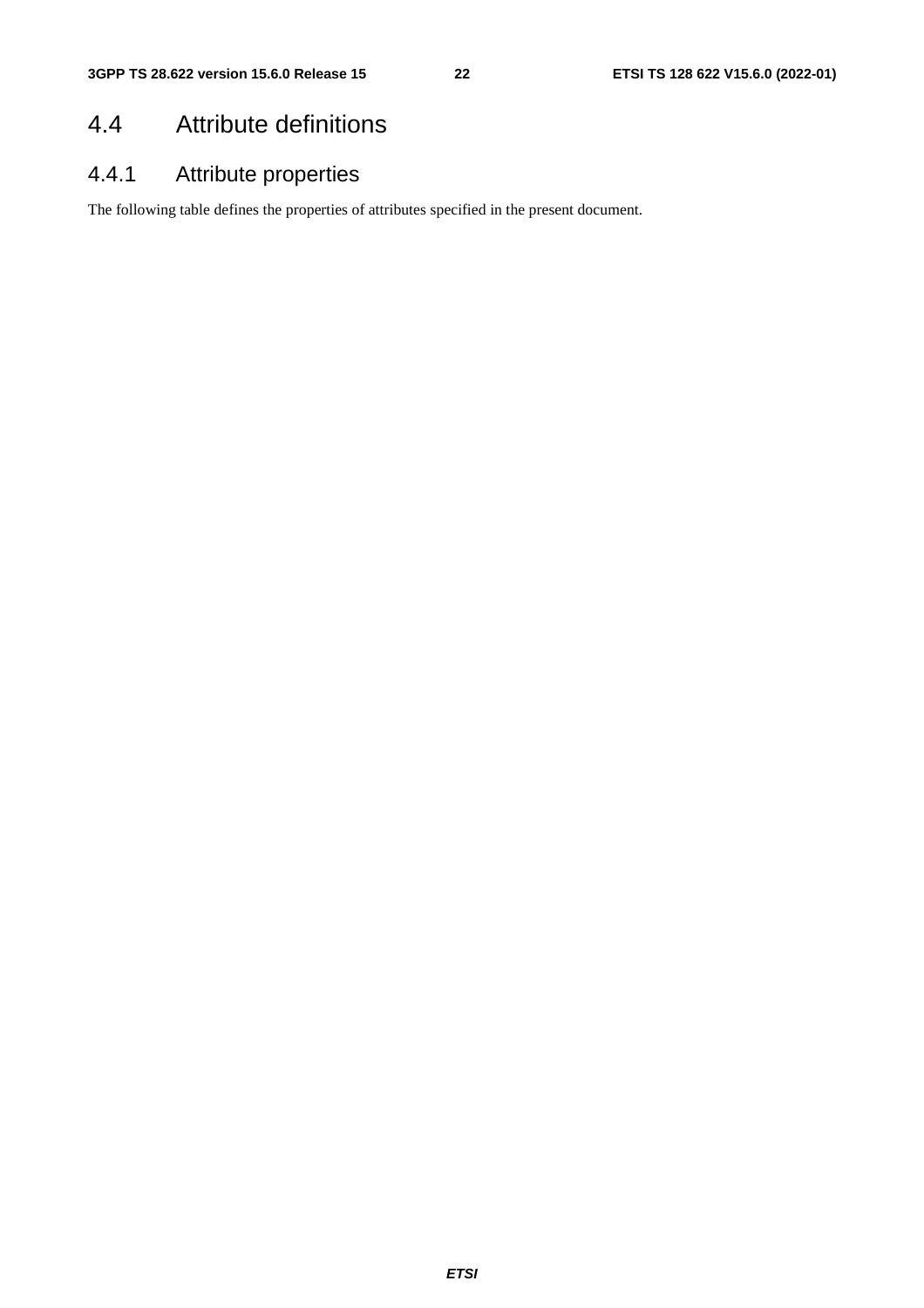## 4.4 Attribute definitions

### 4.4.1 Attribute properties

The following table defines the properties of attributes specified in the present document.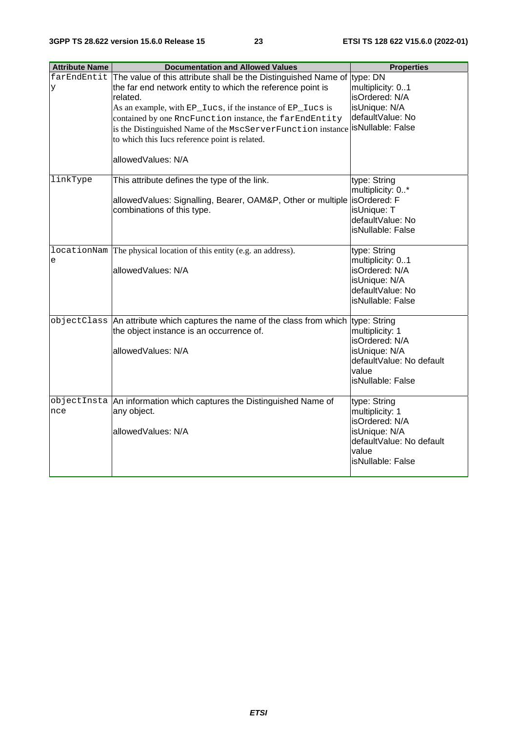| Attribute Name | Documentation and Allowed Values | Properties |
| --- | --- | --- |
| farEndEntity | The value of this attribute shall be the Distinguished Name of the far end network entity to which the reference point is related.<br>As an example, with EP_Iucs, if the instance of EP_Iucs is contained by one RncFunction instance, the farEndEntity is the Distinguished Name of the MscServerFunction instance to which this Iucs reference point is related.<br><br>allowedValues: N/A | type: DN<br>multiplicity: 0..1<br>isOrdered: N/A<br>isUnique: N/A<br>defaultValue: No<br>isNullable: False |
| linkType | This attribute defines the type of the link.<br><br>allowedValues: Signalling, Bearer, OAM&P, Other or multiple combinations of this type. | type: String<br>multiplicity: 0..*<br>isOrdered: F<br>isUnique: T<br>defaultValue: No<br>isNullable: False |
| locationName | The physical location of this entity (e.g. an address).<br><br>allowedValues: N/A | type: String<br>multiplicity: 0..1<br>isOrdered: N/A<br>isUnique: N/A<br>defaultValue: No<br>isNullable: False |
| objectClass | An attribute which captures the name of the class from which the object instance is an occurrence of.<br><br>allowedValues: N/A | type: String<br>multiplicity: 1<br>isOrdered: N/A<br>isUnique: N/A<br>defaultValue: No default value<br>isNullable: False |
| objectInstance | An information which captures the Distinguished Name of any object.<br><br>allowedValues: N/A | type: String<br>multiplicity: 1<br>isOrdered: N/A<br>isUnique: N/A<br>defaultValue: No default value<br>isNullable: False |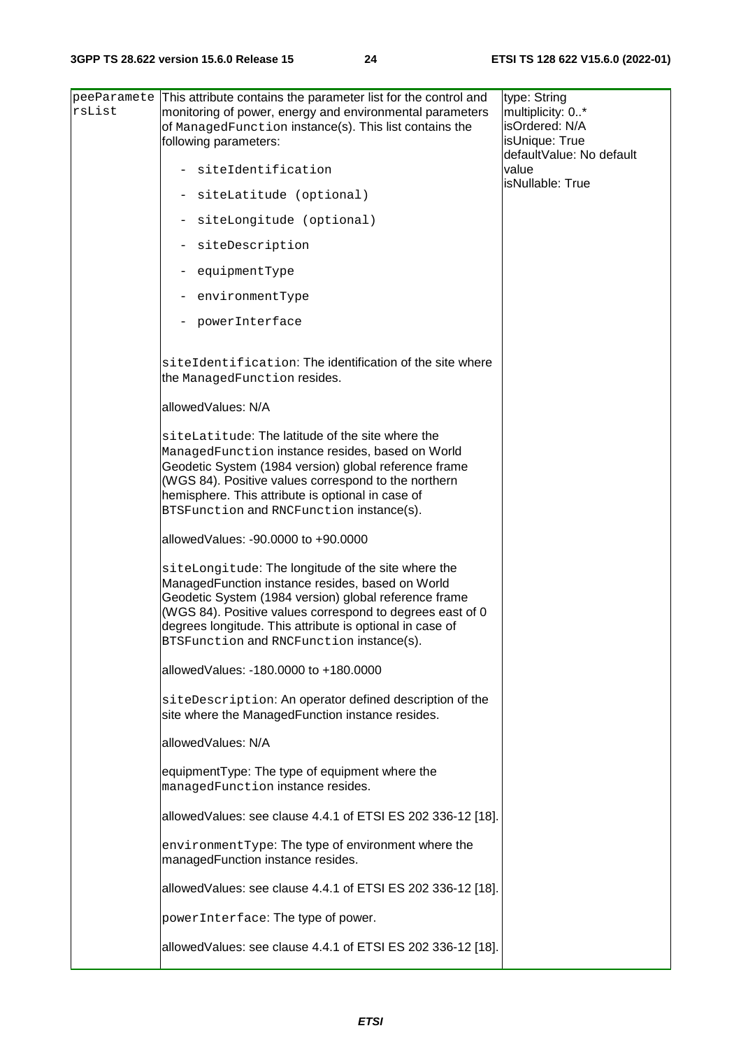| | | |
|---|---|---|
| peeParametersList | This attribute contains the parameter list for the control and monitoring of power, energy and environmental parameters of ManagedFunction instance(s). This list contains the following parameters:<br><br>- siteIdentification<br>- siteLatitude (optional)<br>- siteLongitude (optional)<br>- siteDescription<br>- equipmentType<br>- environmentType<br>- powerInterface<br><br>siteIdentification: The identification of the site where the ManagedFunction resides.<br><br>allowedValues: N/A<br><br>siteLatitude: The latitude of the site where the ManagedFunction instance resides, based on World Geodetic System (1984 version) global reference frame (WGS 84). Positive values correspond to the northern hemisphere. This attribute is optional in case of BTSFunction and RNCFunction instance(s).<br><br>allowedValues: -90.0000 to +90.0000<br><br>siteLongitude: The longitude of the site where the ManagedFunction instance resides, based on World Geodetic System (1984 version) global reference frame (WGS 84). Positive values correspond to degrees east of 0 degrees longitude. This attribute is optional in case of BTSFunction and RNCFunction instance(s).<br><br>allowedValues: -180.0000 to +180.0000<br><br>siteDescription: An operator defined description of the site where the ManagedFunction instance resides.<br><br>allowedValues: N/A<br><br>equipmentType: The type of equipment where the managedFunction instance resides.<br><br>allowedValues: see clause 4.4.1 of ETSI ES 202 336-12 [18].<br><br>environmentType: The type of environment where the managedFunction instance resides.<br><br>allowedValues: see clause 4.4.1 of ETSI ES 202 336-12 [18].<br><br>powerInterface: The type of power.<br><br>allowedValues: see clause 4.4.1 of ETSI ES 202 336-12 [18]. | type: String<br>multiplicity: 0..*<br>isOrdered: N/A<br>isUnique: True<br>defaultValue: No default value<br>isNullable: True |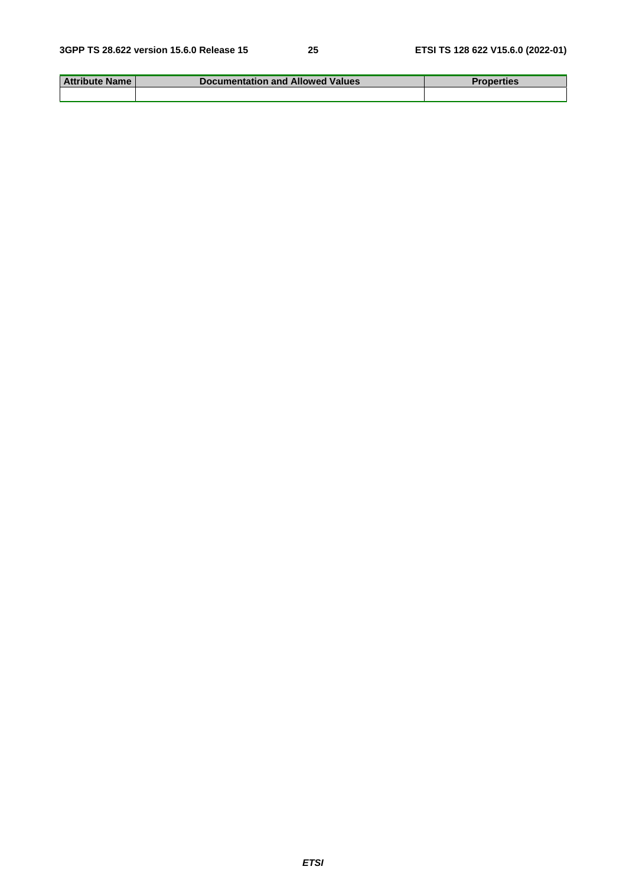| Attribute Name | Documentation and Allowed Values | Properties |
| --- | --- | --- |
| | | |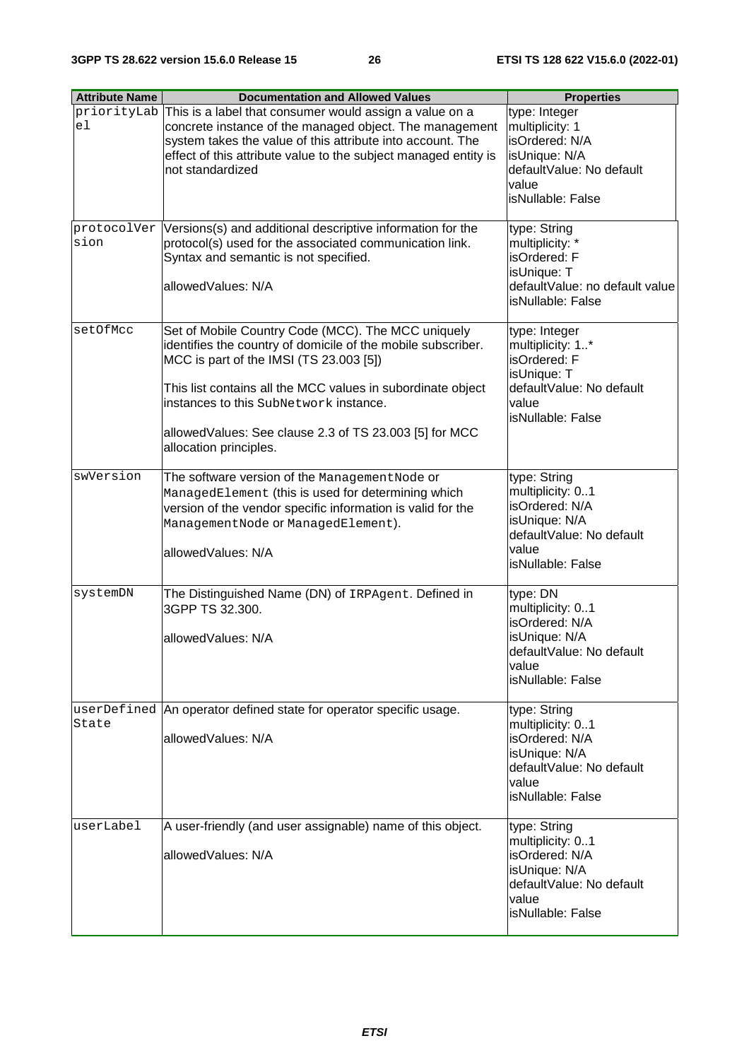| Attribute Name | Documentation and Allowed Values | Properties |
|---|---|---|
| priorityLabel | This is a label that consumer would assign a value on a concrete instance of the managed object. The management system takes the value of this attribute into account. The effect of this attribute value to the subject managed entity is not standardized | type: Integer<br>multiplicity: 1<br>isOrdered: N/A<br>isUnique: N/A<br>defaultValue: No default value<br>isNullable: False |
| protocolVersion | Versions(s) and additional descriptive information for the protocol(s) used for the associated communication link. Syntax and semantic is not specified.<br><br>allowedValues: N/A | type: String<br>multiplicity: *<br>isOrdered: F<br>isUnique: T<br>defaultValue: no default value<br>isNullable: False |
| setOfMcc | Set of Mobile Country Code (MCC). The MCC uniquely identifies the country of domicile of the mobile subscriber. MCC is part of the IMSI (TS 23.003 [5])<br><br>This list contains all the MCC values in subordinate object instances to this SubNetwork instance.<br><br>allowedValues: See clause 2.3 of TS 23.003 [5] for MCC allocation principles. | type: Integer<br>multiplicity: 1..*<br>isOrdered: F<br>isUnique: T<br>defaultValue: No default value<br>isNullable: False |
| swVersion | The software version of the ManagementNode or ManagedElement (this is used for determining which version of the vendor specific information is valid for the ManagementNode or ManagedElement).<br><br>allowedValues: N/A | type: String<br>multiplicity: 0..1<br>isOrdered: N/A<br>isUnique: N/A<br>defaultValue: No default value<br>isNullable: False |
| systemDN | The Distinguished Name (DN) of IRPAgent. Defined in 3GPP TS 32.300.<br><br>allowedValues: N/A | type: DN<br>multiplicity: 0..1<br>isOrdered: N/A<br>isUnique: N/A<br>defaultValue: No default value<br>isNullable: False |
| userDefinedState | An operator defined state for operator specific usage.<br><br>allowedValues: N/A | type: String<br>multiplicity: 0..1<br>isOrdered: N/A<br>isUnique: N/A<br>defaultValue: No default value<br>isNullable: False |
| userLabel | A user-friendly (and user assignable) name of this object.<br><br>allowedValues: N/A | type: String<br>multiplicity: 0..1<br>isOrdered: N/A<br>isUnique: N/A<br>defaultValue: No default value<br>isNullable: False |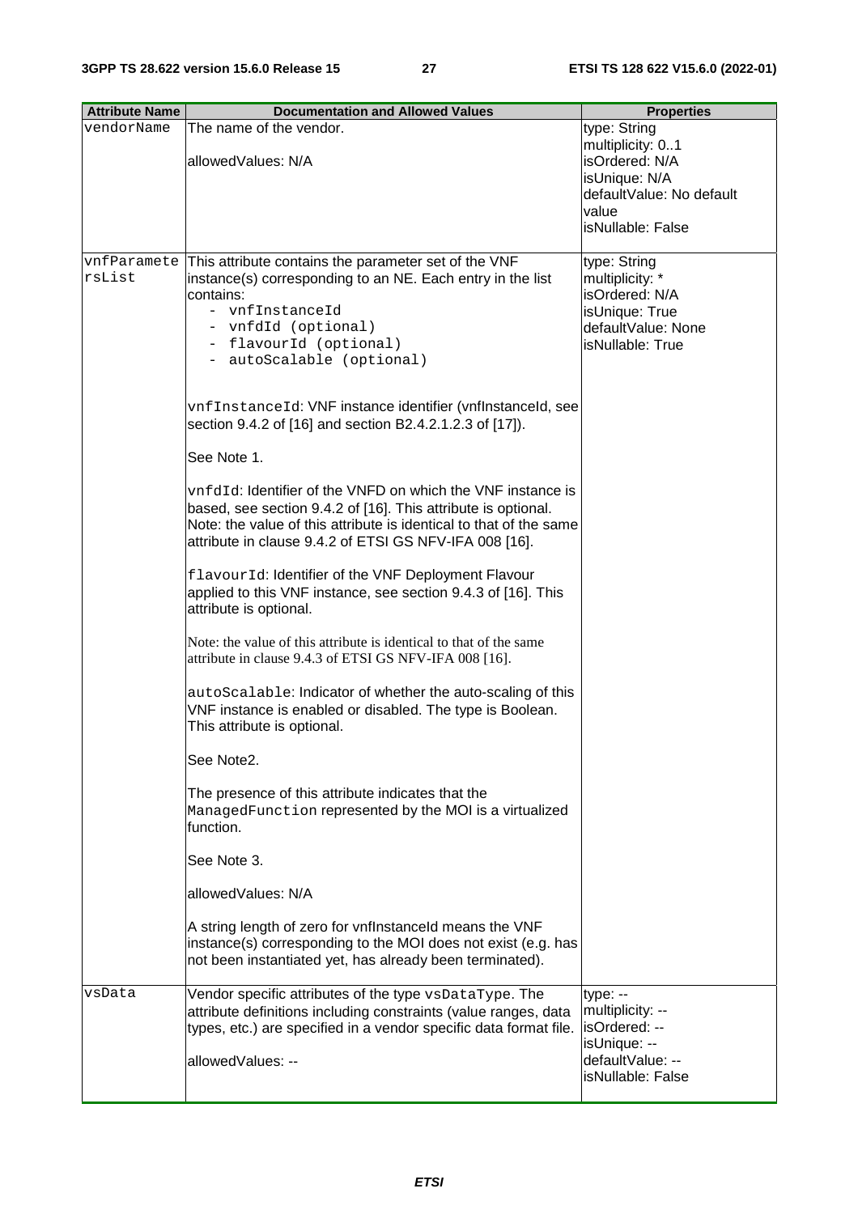| Attribute Name | Documentation and Allowed Values | Properties |
|---|---|---|
| vendorName | The name of the vendor.<br><br>allowedValues: N/A | type: String<br>multiplicity: 0..1<br>isOrdered: N/A<br>isUnique: N/A<br>defaultValue: No default value<br>isNullable: False |
| vnfParametersList | This attribute contains the parameter set of the VNF instance(s) corresponding to an NE. Each entry in the list contains:<br>- vnfInstanceId<br>- vnfdId (optional)<br>- flavourId (optional)<br>- autoScalable (optional)<br><br>vnfInstanceId: VNF instance identifier (vnfInstanceId, see section 9.4.2 of [16] and section B2.4.2.1.2.3 of [17]).<br><br>See Note 1.<br><br>vnfdId: Identifier of the VNFD on which the VNF instance is based, see section 9.4.2 of [16]. This attribute is optional. Note: the value of this attribute is identical to that of the same attribute in clause 9.4.2 of ETSI GS NFV-IFA 008 [16].<br><br>flavourId: Identifier of the VNF Deployment Flavour applied to this VNF instance, see section 9.4.3 of [16]. This attribute is optional.<br><br>Note: the value of this attribute is identical to that of the same attribute in clause 9.4.3 of ETSI GS NFV-IFA 008 [16].<br><br>autoScalable: Indicator of whether the auto-scaling of this VNF instance is enabled or disabled. The type is Boolean. This attribute is optional.<br><br>See Note2.<br><br>The presence of this attribute indicates that the ManagedFunction represented by the MOI is a virtualized function.<br><br>See Note 3.<br><br>allowedValues: N/A<br><br>A string length of zero for vnfInstanceId means the VNF instance(s) corresponding to the MOI does not exist (e.g. has not been instantiated yet, has already been terminated). | type: String<br>multiplicity: *<br>isOrdered: N/A<br>isUnique: True<br>defaultValue: None<br>isNullable: True |
| vsData | Vendor specific attributes of the type vsDataType. The attribute definitions including constraints (value ranges, data types, etc.) are specified in a vendor specific data format file.<br><br>allowedValues: -- | type: --<br>multiplicity: --<br>isOrdered: --<br>isUnique: --<br>defaultValue: --<br>isNullable: False |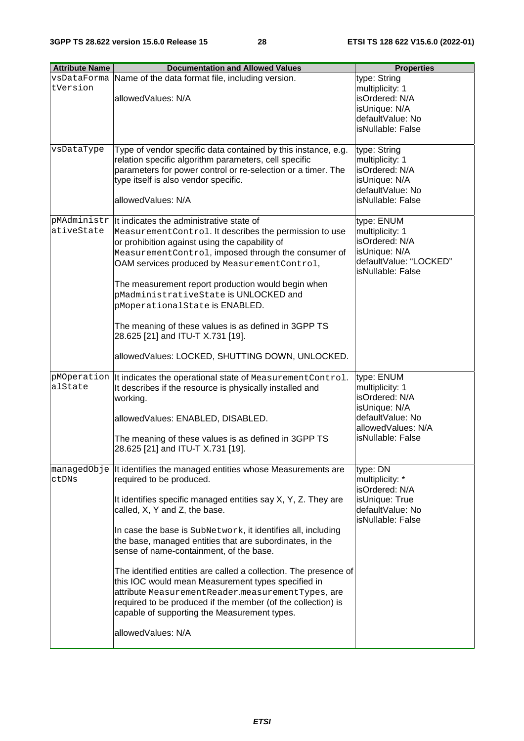| Attribute Name | Documentation and Allowed Values | Properties |
|---|---|---|
| vsDataFormatVersion | Name of the data format file, including version.<br><br>allowedValues: N/A | type: String<br>multiplicity: 1<br>isOrdered: N/A<br>isUnique: N/A<br>defaultValue: No<br>isNullable: False |
| vsDataType | Type of vendor specific data contained by this instance, e.g. relation specific algorithm parameters, cell specific parameters for power control or re-selection or a timer. The type itself is also vendor specific.<br><br>allowedValues: N/A | type: String<br>multiplicity: 1<br>isOrdered: N/A<br>isUnique: N/A<br>defaultValue: No<br>isNullable: False |
| pMAdministrativeState | It indicates the administrative state of MeasurementControl. It describes the permission to use or prohibition against using the capability of MeasurementControl, imposed through the consumer of OAM services produced by MeasurementControl,<br><br>The measurement report production would begin when pMadministrativeState is UNLOCKED and pMoperationalState is ENABLED.<br><br>The meaning of these values is as defined in 3GPP TS 28.625 [21] and ITU-T X.731 [19].<br><br>allowedValues: LOCKED, SHUTTING DOWN, UNLOCKED. | type: ENUM<br>multiplicity: 1<br>isOrdered: N/A<br>isUnique: N/A<br>defaultValue: "LOCKED"<br>isNullable: False |
| pMOperationalState | It indicates the operational state of MeasurementControl. It describes if the resource is physically installed and working.<br><br>allowedValues: ENABLED, DISABLED.<br><br>The meaning of these values is as defined in 3GPP TS 28.625 [21] and ITU-T X.731 [19]. | type: ENUM<br>multiplicity: 1<br>isOrdered: N/A<br>isUnique: N/A<br>defaultValue: No<br>allowedValues: N/A<br>isNullable: False |
| managedObjectDNs | It identifies the managed entities whose Measurements are required to be produced.<br><br>It identifies specific managed entities say X, Y, Z. They are called, X, Y and Z, the base.<br><br>In case the base is SubNetwork, it identifies all, including the base, managed entities that are subordinates, in the sense of name-containment, of the base.<br><br>The identified entities are called a collection. The presence of this IOC would mean Measurement types specified in attribute MeasurementReader.measurementTypes, are required to be produced if the member (of the collection) is capable of supporting the Measurement types.<br><br>allowedValues: N/A | type: DN<br>multiplicity: *<br>isOrdered: N/A<br>isUnique: True<br>defaultValue: No<br>isNullable: False |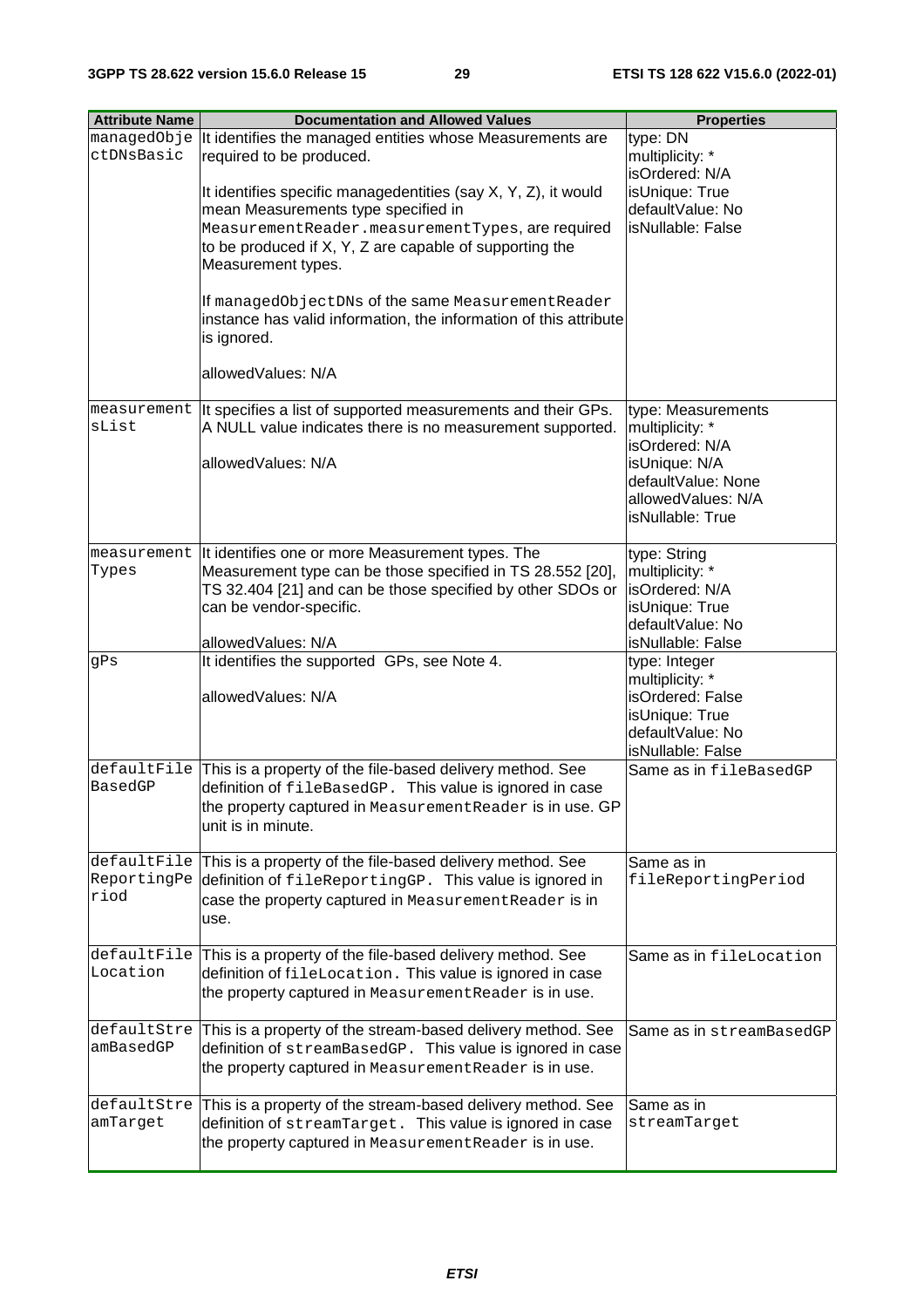| Attribute Name | Documentation and Allowed Values | Properties |
| --- | --- | --- |
| managedObjectDNsBasic | It identifies the managed entities whose Measurements are required to be produced.<br><br>It identifies specific managedentities (say X, Y, Z), it would mean Measurements type specified in MeasurementReader.measurementTypes, are required to be produced if X, Y, Z are capable of supporting the Measurement types.<br><br>If managedObjectDNs of the same MeasurementReader instance has valid information, the information of this attribute is ignored.<br><br>allowedValues: N/A | type: DN<br>multiplicity: *<br>isOrdered: N/A<br>isUnique: True<br>defaultValue: No<br>isNullable: False |
| measurementsList | It specifies a list of supported measurements and their GPs. A NULL value indicates there is no measurement supported.<br><br>allowedValues: N/A | type: Measurements<br>multiplicity: *<br>isOrdered: N/A<br>isUnique: N/A<br>defaultValue: None<br>allowedValues: N/A<br>isNullable: True |
| measurementTypes | It identifies one or more Measurement types. The Measurement type can be those specified in TS 28.552 [20], TS 32.404 [21] and can be those specified by other SDOs or can be vendor-specific.<br><br>allowedValues: N/A | type: String<br>multiplicity: *<br>isOrdered: N/A<br>isUnique: True<br>defaultValue: No<br>isNullable: False |
| gPs | It identifies the supported GPs, see Note 4.<br><br>allowedValues: N/A | type: Integer<br>multiplicity: *<br>isOrdered: False<br>isUnique: True<br>defaultValue: No<br>isNullable: False |
| defaultFileBasedGP | This is a property of the file-based delivery method. See definition of fileBasedGP. This value is ignored in case the property captured in MeasurementReader is in use. GP unit is in minute. | Same as in fileBasedGP |
| defaultFileReportingPeriod | This is a property of the file-based delivery method. See definition of fileReportingGP. This value is ignored in case the property captured in MeasurementReader is in use. | Same as in fileReportingPeriod |
| defaultFileLocation | This is a property of the file-based delivery method. See definition of fileLocation. This value is ignored in case the property captured in MeasurementReader is in use. | Same as in fileLocation |
| defaultStreamBasedGP | This is a property of the stream-based delivery method. See definition of streamBasedGP. This value is ignored in case the property captured in MeasurementReader is in use. | Same as in streamBasedGP |
| defaultStreamTarget | This is a property of the stream-based delivery method. See definition of streamTarget. This value is ignored in case the property captured in MeasurementReader is in use. | Same as in streamTarget |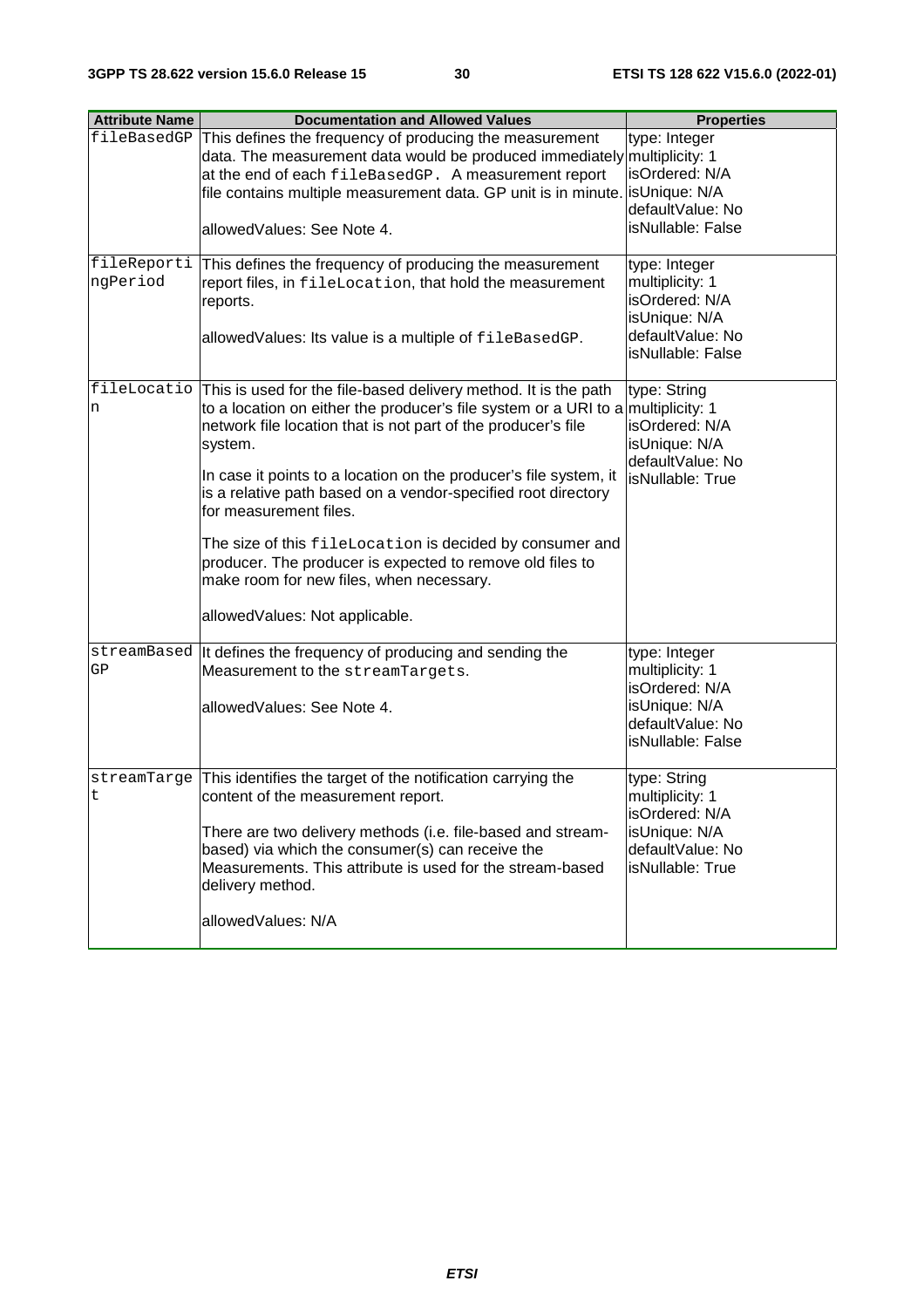| Attribute Name | Documentation and Allowed Values | Properties |
| --- | --- | --- |
| fileBasedGP | This defines the frequency of producing the measurement data. The measurement data would be produced immediately at the end of each fileBasedGP. A measurement report file contains multiple measurement data. GP unit is in minute.<br><br>allowedValues: See Note 4. | type: Integer<br>multiplicity: 1<br>isOrdered: N/A<br>isUnique: N/A<br>defaultValue: No<br>isNullable: False |
| fileReportingPeriod | This defines the frequency of producing the measurement report files, in fileLocation, that hold the measurement reports.<br><br>allowedValues: Its value is a multiple of fileBasedGP. | type: Integer<br>multiplicity: 1<br>isOrdered: N/A<br>isUnique: N/A<br>defaultValue: No<br>isNullable: False |
| fileLocation | This is used for the file-based delivery method. It is the path to a location on either the producer's file system or a URI to a network file location that is not part of the producer's file system.<br><br>In case it points to a location on the producer's file system, it is a relative path based on a vendor-specified root directory for measurement files.<br><br>The size of this fileLocation is decided by consumer and producer. The producer is expected to remove old files to make room for new files, when necessary.<br><br>allowedValues: Not applicable. | type: String<br>multiplicity: 1<br>isOrdered: N/A<br>isUnique: N/A<br>defaultValue: No<br>isNullable: True |
| streamBasedGP | It defines the frequency of producing and sending the Measurement to the streamTargets.<br><br>allowedValues: See Note 4. | type: Integer<br>multiplicity: 1<br>isOrdered: N/A<br>isUnique: N/A<br>defaultValue: No<br>isNullable: False |
| streamTarget | This identifies the target of the notification carrying the content of the measurement report.<br><br>There are two delivery methods (i.e. file-based and stream-based) via which the consumer(s) can receive the Measurements. This attribute is used for the stream-based delivery method.<br><br>allowedValues: N/A | type: String<br>multiplicity: 1<br>isOrdered: N/A<br>isUnique: N/A<br>defaultValue: No<br>isNullable: True |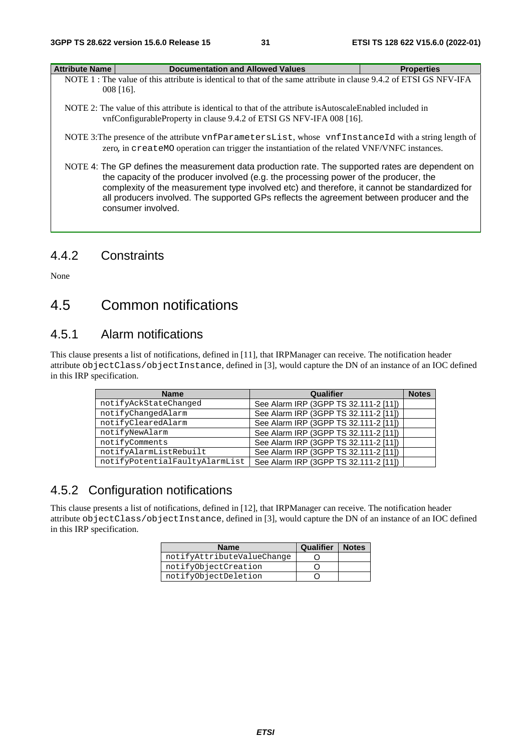| Attribute Name | Documentation and Allowed Values | Properties |
| --- | --- | --- |
| NOTE 1 : The value of this attribute is identical to that of the same attribute in clause 9.4.2 of ETSI GS NFV-IFA 008 [16]. <br><br> NOTE 2: The value of this attribute is identical to that of the attribute isAutoscaleEnabled included in vnfConfigurableProperty in clause 9.4.2 of ETSI GS NFV-IFA 008 [16]. <br><br> NOTE 3:The presence of the attribute vnfParametersList, whose vnfInstanceId with a string length of zero, in createMO operation can trigger the instantiation of the related VNF/VNFC instances. <br><br> NOTE 4: The GP defines the measurement data production rate. The supported rates are dependent on the capacity of the producer involved (e.g. the processing power of the producer, the complexity of the measurement type involved etc) and therefore, it cannot be standardized for all producers involved. The supported GPs reflects the agreement between producer and the consumer involved. | | |

### 4.4.2 Constraints

None

## 4.5 Common notifications

### 4.5.1 Alarm notifications

This clause presents a list of notifications, defined in [11], that IRPManager can receive. The notification header attribute objectClass/objectInstance, defined in [3], would capture the DN of an instance of an IOC defined in this IRP specification.

| Name | Qualifier | Notes |
| --- | --- | --- |
| notifyAckStateChanged | See Alarm IRP (3GPP TS 32.111-2 [11]) | |
| notifyChangedAlarm | See Alarm IRP (3GPP TS 32.111-2 [11]) | |
| notifyClearedAlarm | See Alarm IRP (3GPP TS 32.111-2 [11]) | |
| notifyNewAlarm | See Alarm IRP (3GPP TS 32.111-2 [11]) | |
| notifyComments | See Alarm IRP (3GPP TS 32.111-2 [11]) | |
| notifyAlarmListRebuilt | See Alarm IRP (3GPP TS 32.111-2 [11]) | |
| notifyPotentialFaultyAlarmList | See Alarm IRP (3GPP TS 32.111-2 [11]) | |

### 4.5.2 Configuration notifications

This clause presents a list of notifications, defined in [12], that IRPManager can receive. The notification header attribute objectClass/objectInstance, defined in [3], would capture the DN of an instance of an IOC defined in this IRP specification.

| Name | Qualifier | Notes |
| --- | --- | --- |
| notifyAttributeValueChange | O | |
| notifyObjectCreation | O | |
| notifyObjectDeletion | O | |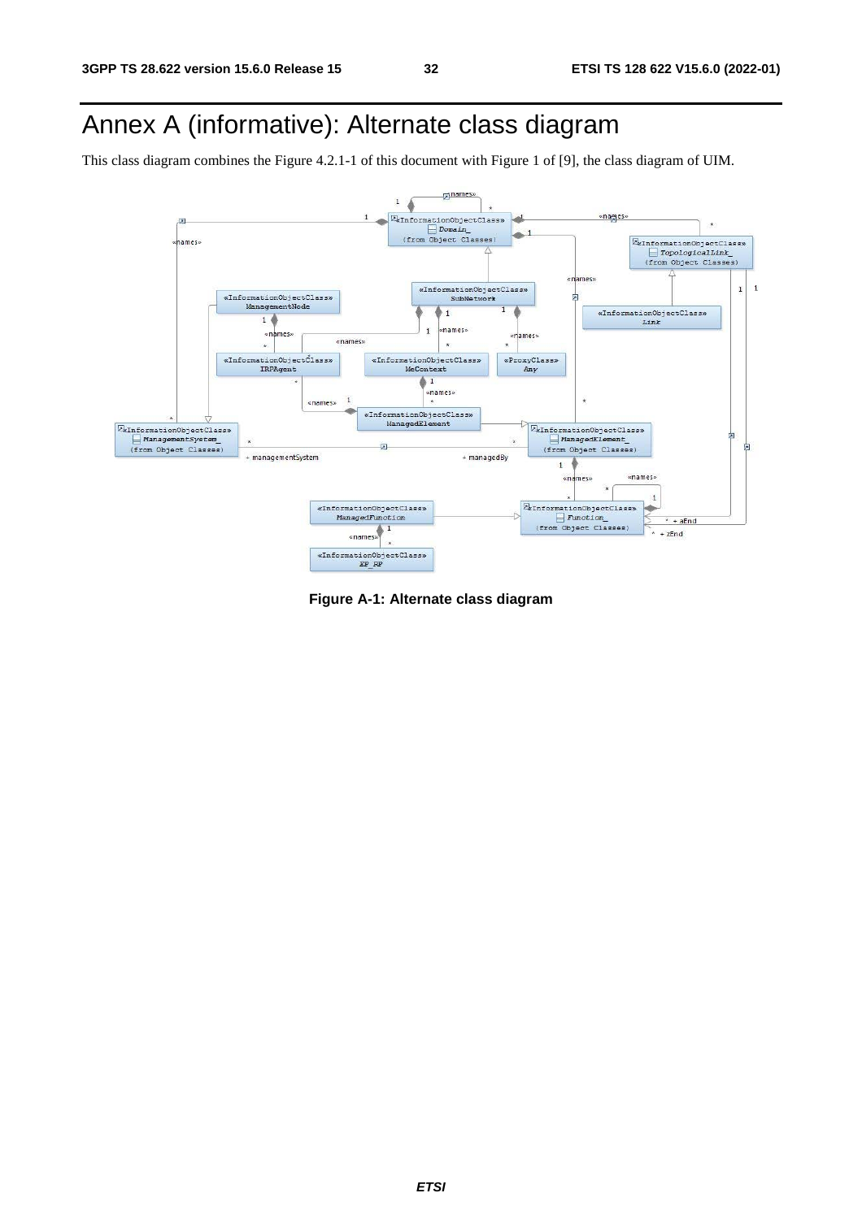# Annex A (informative): Alternate class diagram

This class diagram combines the Figure 4.2.1-1 of this document with Figure 1 of [9], the class diagram of UIM.

**Figure A-1: Alternate class diagram**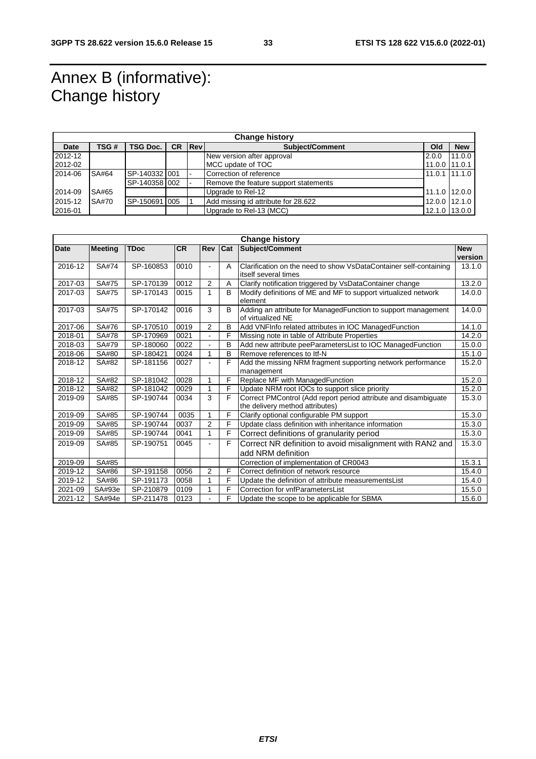# Annex B (informative): Change history

| Change history | | | | | | | |
|---|---|---|---|---|---|---|---|
| **Date** | **TSG #** | **TSG Doc.** | **CR** | **Rev** | **Subject/Comment** | **Old** | **New** |
| 2012-12 | | | | | New version after approval | 2.0.0 | 11.0.0 |
| 2012-02 | | | | | MCC update of TOC | 11.0.0 | 11.0.1 |
| 2014-06 | SA#64 | SP-140332 | 001 | - | Correction of reference | 11.0.1 | 11.1.0 |
| | | SP-140358 | 002 | - | Remove the feature support statements | | |
| 2014-09 | SA#65 | | | | Upgrade to Rel-12 | 11.1.0 | 12.0.0 |
| 2015-12 | SA#70 | SP-150691 | 005 | 1 | Add missing id attribute for 28.622 | 12.0.0 | 12.1.0 |
| 2016-01 | | | | | Upgrade to Rel-13 (MCC) | 12.1.0 | 13.0.0 |

| Change history | | | | | | | |
|---|---|---|---|---|---|---|---|
| **Date** | **Meeting** | **TDoc** | **CR** | **Rev** | **Cat** | **Subject/Comment** | **New version** |
| 2016-12 | SA#74 | SP-160853 | 0010 | - | A | Clarification on the need to show VsDataContainer self-containing itself several times | 13.1.0 |
| 2017-03 | SA#75 | SP-170139 | 0012 | 2 | A | Clarify notification triggered by VsDataContainer change | 13.2.0 |
| 2017-03 | SA#75 | SP-170143 | 0015 | 1 | B | Modify definitions of ME and MF to support virtualized network element | 14.0.0 |
| 2017-03 | SA#75 | SP-170142 | 0016 | 3 | B | Adding an attribute for ManagedFunction to support management of virtualized NE | 14.0.0 |
| 2017-06 | SA#76 | SP-170510 | 0019 | 2 | B | Add VNFInfo related attributes in IOC ManagedFunction | 14.1.0 |
| 2018-01 | SA#78 | SP-170969 | 0021 | - | F | Missing note in table of Attribute Properties | 14.2.0 |
| 2018-03 | SA#79 | SP-180060 | 0022 | - | B | Add new attribute peeParametersList to IOC ManagedFunction | 15.0.0 |
| 2018-06 | SA#80 | SP-180421 | 0024 | 1 | B | Remove references to Itf-N | 15.1.0 |
| 2018-12 | SA#82 | SP-181156 | 0027 | - | F | Add the missing NRM fragment supporting network performance management | 15.2.0 |
| 2018-12 | SA#82 | SP-181042 | 0028 | 1 | F | Replace MF with ManagedFunction | 15.2.0 |
| 2018-12 | SA#82 | SP-181042 | 0029 | 1 | F | Update NRM root IOCs to support slice priority | 15.2.0 |
| 2019-09 | SA#85 | SP-190744 | 0034 | 3 | F | Correct PMControl (Add report period attribute and disambiguate the delivery method attributes) | 15.3.0 |
| 2019-09 | SA#85 | SP-190744 | 0035 | 1 | F | Clarify optional configurable PM support | 15.3.0 |
| 2019-09 | SA#85 | SP-190744 | 0037 | 2 | F | Update class definition with inheritance information | 15.3.0 |
| 2019-09 | SA#85 | SP-190744 | 0041 | 1 | F | Correct definitions of granularity period | 15.3.0 |
| 2019-09 | SA#85 | SP-190751 | 0045 | - | F | Correct NR definition to avoid misalignment with RAN2 and add NRM definition | 15.3.0 |
| 2019-09 | SA#85 | | | | | Correction of implementation of CR0043 | 15.3.1 |
| 2019-12 | SA#86 | SP-191158 | 0056 | 2 | F | Correct definition of network resource | 15.4.0 |
| 2019-12 | SA#86 | SP-191173 | 0058 | 1 | F | Update the definition of attribute measurementsList | 15.4.0 |
| 2021-09 | SA#93e | SP-210879 | 0109 | 1 | F | Correction for vnfParametersList | 15.5.0 |
| 2021-12 | SA#94e | SP-211478 | 0123 | - | F | Update the scope to be applicable for SBMA | 15.6.0 |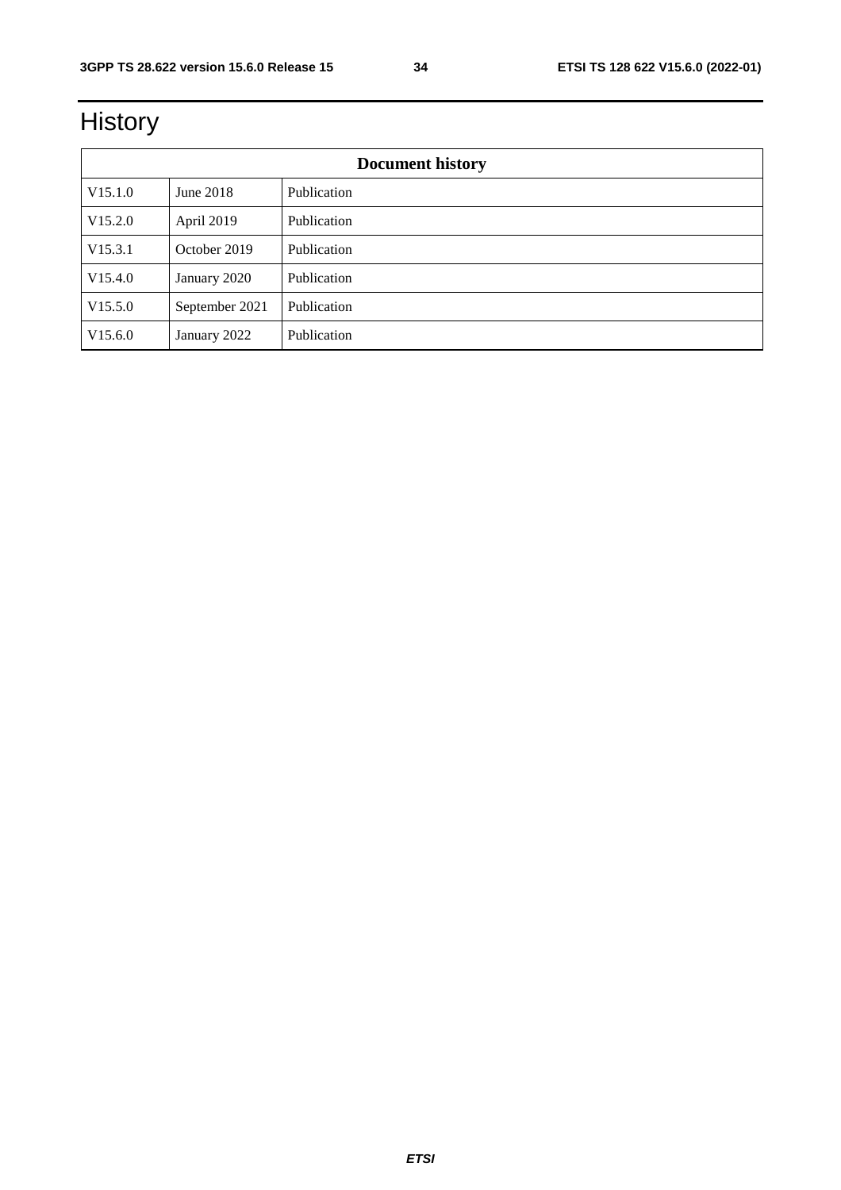# History

| Document history | | |
|---|---|---|
| V15.1.0 | June 2018 | Publication |
| V15.2.0 | April 2019 | Publication |
| V15.3.1 | October 2019 | Publication |
| V15.4.0 | January 2020 | Publication |
| V15.5.0 | September 2021 | Publication |
| V15.6.0 | January 2022 | Publication |